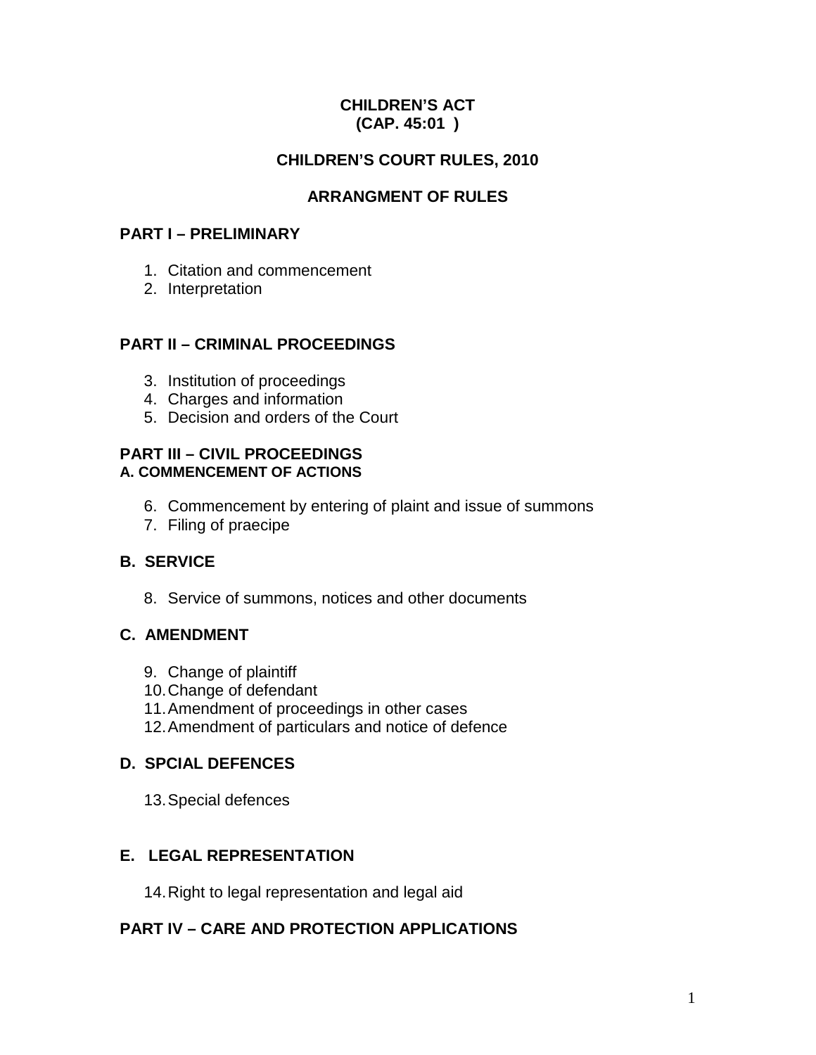**CHILDREN'S ACT**
**(CAP. 45:01 )**

**CHILDREN'S COURT RULES, 2010**

**ARRANGMENT OF RULES**

## PART I – PRELIMINARY

1. Citation and commencement
2. Interpretation

## PART II – CRIMINAL PROCEEDINGS

3. Institution of proceedings
4. Charges and information
5. Decision and orders of the Court

## PART III – CIVIL PROCEEDINGS

### A. COMMENCEMENT OF ACTIONS

6. Commencement by entering of plaint and issue of summons
7. Filing of praecipe

### B. SERVICE

8. Service of summons, notices and other documents

### C. AMENDMENT

9. Change of plaintiff
10. Change of defendant
11. Amendment of proceedings in other cases
12. Amendment of particulars and notice of defence

### D. SPCIAL DEFENCES

13. Special defences

### E. LEGAL REPRESENTATION

14. Right to legal representation and legal aid

## PART IV – CARE AND PROTECTION APPLICATIONS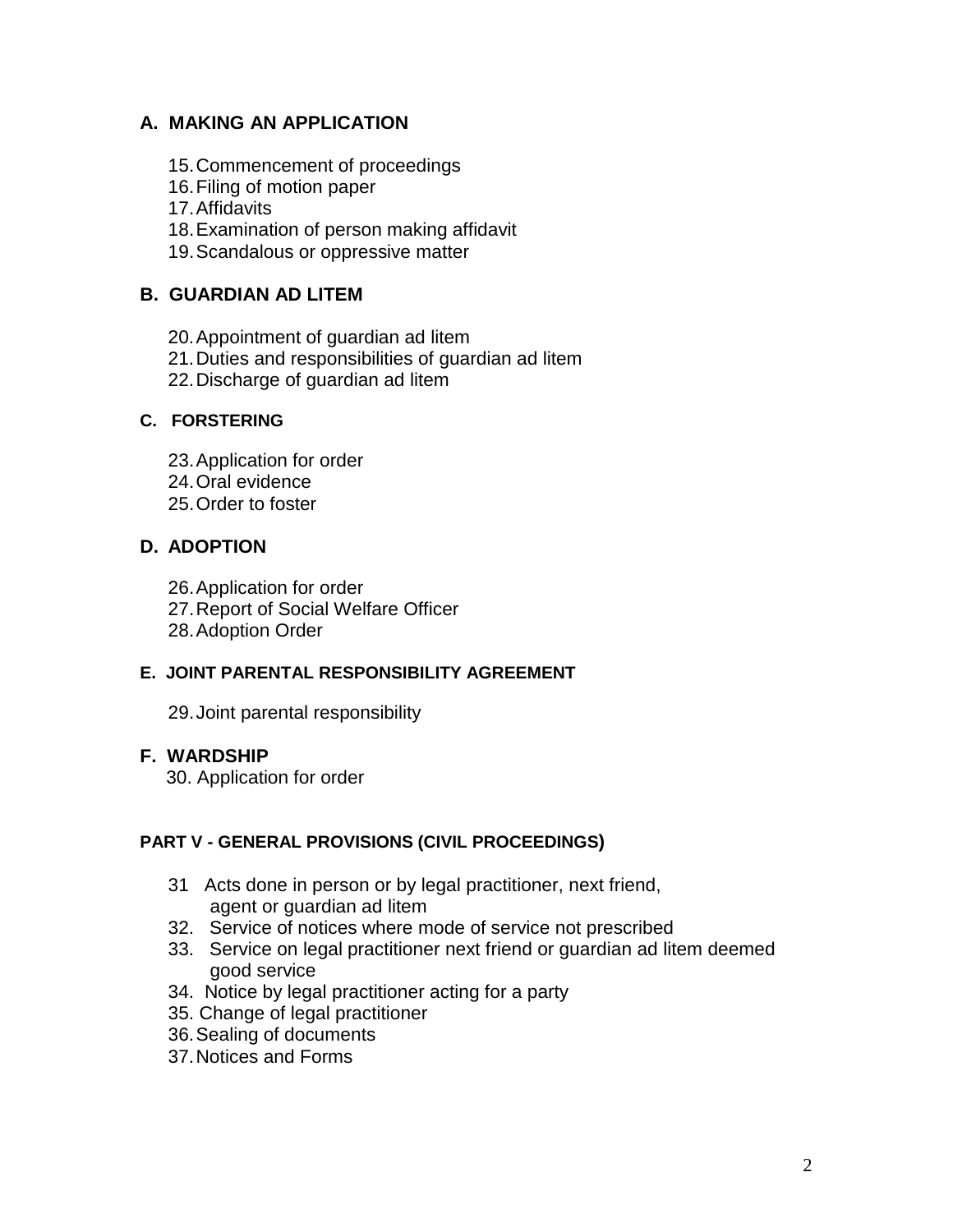## A. MAKING AN APPLICATION

15. Commencement of proceedings
16. Filing of motion paper
17. Affidavits
18. Examination of person making affidavit
19. Scandalous or oppressive matter

## B. GUARDIAN AD LITEM

20. Appointment of guardian ad litem
21. Duties and responsibilities of guardian ad litem
22. Discharge of guardian ad litem

## C. FORSTERING

23. Application for order
24. Oral evidence
25. Order to foster

## D. ADOPTION

26. Application for order
27. Report of Social Welfare Officer
28. Adoption Order

## E. JOINT PARENTAL RESPONSIBILITY AGREEMENT

29. Joint parental responsibility

## F. WARDSHIP

30. Application for order

## PART V - GENERAL PROVISIONS (CIVIL PROCEEDINGS)

31. Acts done in person or by legal practitioner, next friend, agent or guardian ad litem
32. Service of notices where mode of service not prescribed
33. Service on legal practitioner next friend or guardian ad litem deemed good service
34. Notice by legal practitioner acting for a party
35. Change of legal practitioner
36. Sealing of documents
37. Notices and Forms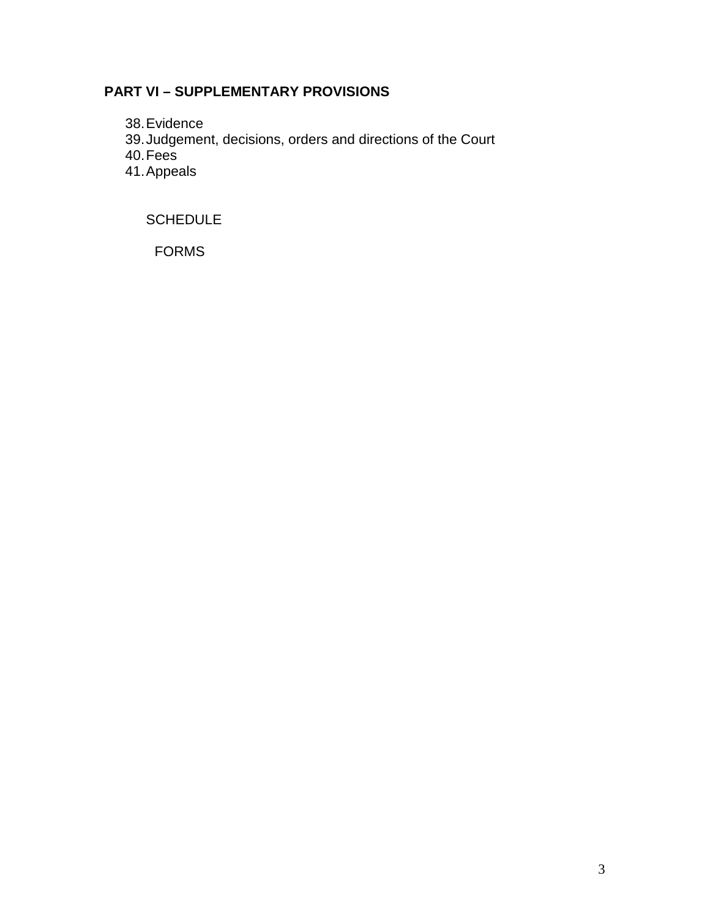**PART VI – SUPPLEMENTARY PROVISIONS**

38. Evidence
39. Judgement, decisions, orders and directions of the Court
40. Fees
41. Appeals

SCHEDULE

FORMS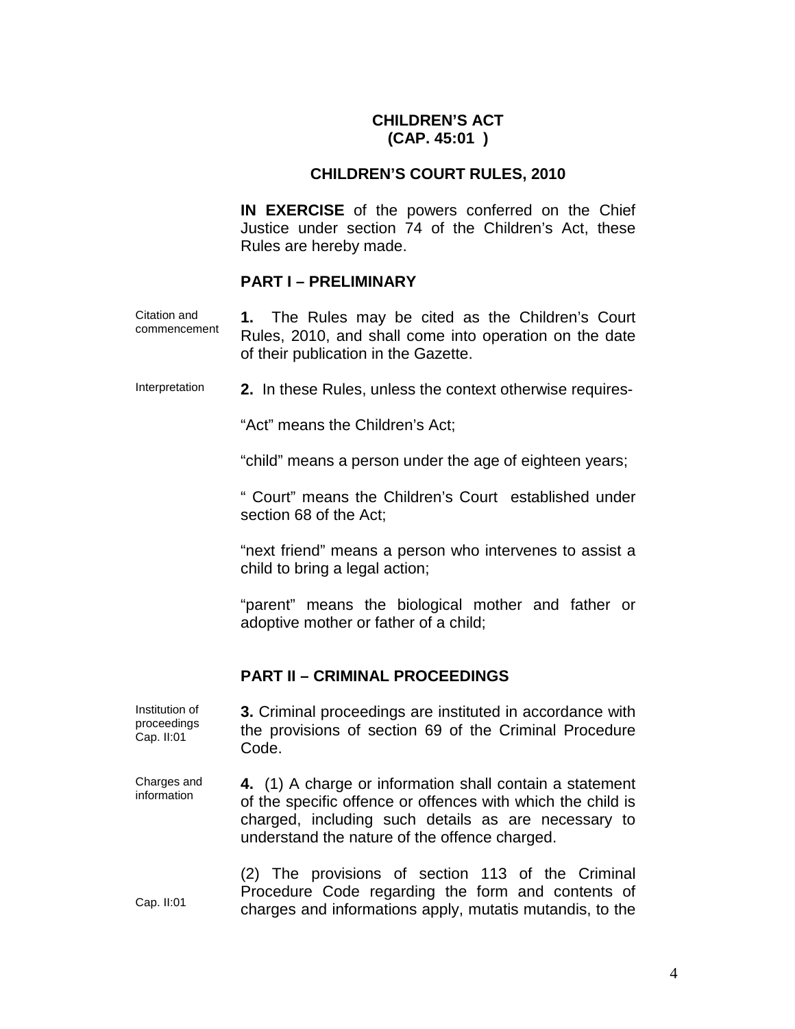# CHILDREN'S ACT
# (CAP. 45:01 )

## CHILDREN'S COURT RULES, 2010

**IN EXERCISE** of the powers conferred on the Chief Justice under section 74 of the Children's Act, these Rules are hereby made.

## PART I – PRELIMINARY

Citation and commencement

**1.** The Rules may be cited as the Children's Court Rules, 2010, and shall come into operation on the date of their publication in the Gazette.

Interpretation

**2.** In these Rules, unless the context otherwise requires-

"Act" means the Children's Act;

"child" means a person under the age of eighteen years;

" Court" means the Children's Court established under section 68 of the Act;

"next friend" means a person who intervenes to assist a child to bring a legal action;

"parent" means the biological mother and father or adoptive mother or father of a child;

## PART II – CRIMINAL PROCEEDINGS

Institution of proceedings Cap. II:01

**3.** Criminal proceedings are instituted in accordance with the provisions of section 69 of the Criminal Procedure Code.

Charges and information

**4.** (1) A charge or information shall contain a statement of the specific offence or offences with which the child is charged, including such details as are necessary to understand the nature of the offence charged.

Cap. II:01

(2) The provisions of section 113 of the Criminal Procedure Code regarding the form and contents of charges and informations apply, mutatis mutandis, to the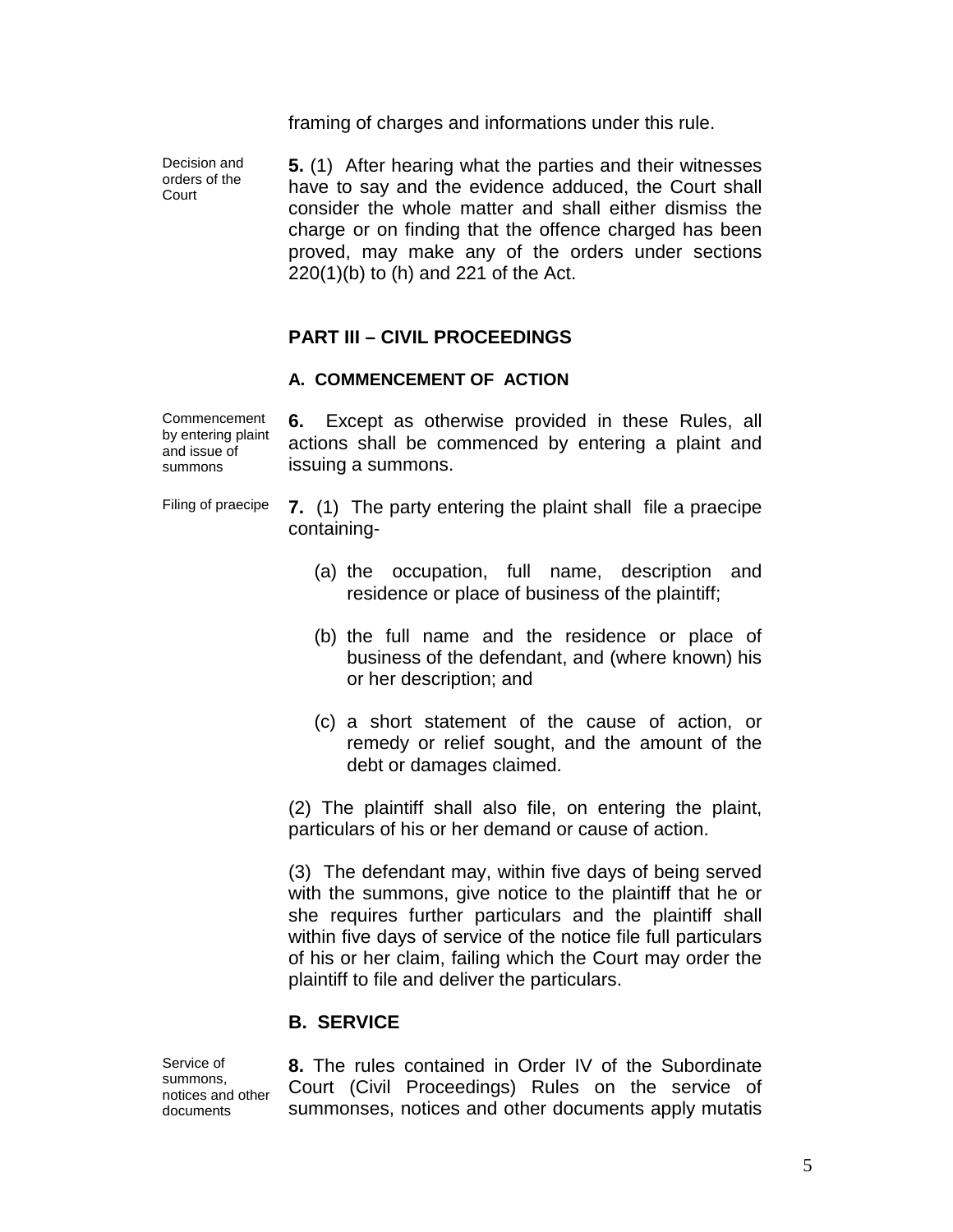framing of charges and informations under this rule.

Decision and orders of the Court

**5.** (1) After hearing what the parties and their witnesses have to say and the evidence adduced, the Court shall consider the whole matter and shall either dismiss the charge or on finding that the offence charged has been proved, may make any of the orders under sections 220(1)(b) to (h) and 221 of the Act.

## PART III – CIVIL PROCEEDINGS

### A. COMMENCEMENT OF ACTION

Commencement by entering plaint and issue of summons

**6.** Except as otherwise provided in these Rules, all actions shall be commenced by entering a plaint and issuing a summons.

Filing of praecipe

**7.** (1) The party entering the plaint shall file a praecipe containing-

(a) the occupation, full name, description and residence or place of business of the plaintiff;

(b) the full name and the residence or place of business of the defendant, and (where known) his or her description; and

(c) a short statement of the cause of action, or remedy or relief sought, and the amount of the debt or damages claimed.

(2) The plaintiff shall also file, on entering the plaint, particulars of his or her demand or cause of action.

(3) The defendant may, within five days of being served with the summons, give notice to the plaintiff that he or she requires further particulars and the plaintiff shall within five days of service of the notice file full particulars of his or her claim, failing which the Court may order the plaintiff to file and deliver the particulars.

### B. SERVICE

Service of summons, notices and other documents

**8.** The rules contained in Order IV of the Subordinate Court (Civil Proceedings) Rules on the service of summonses, notices and other documents apply mutatis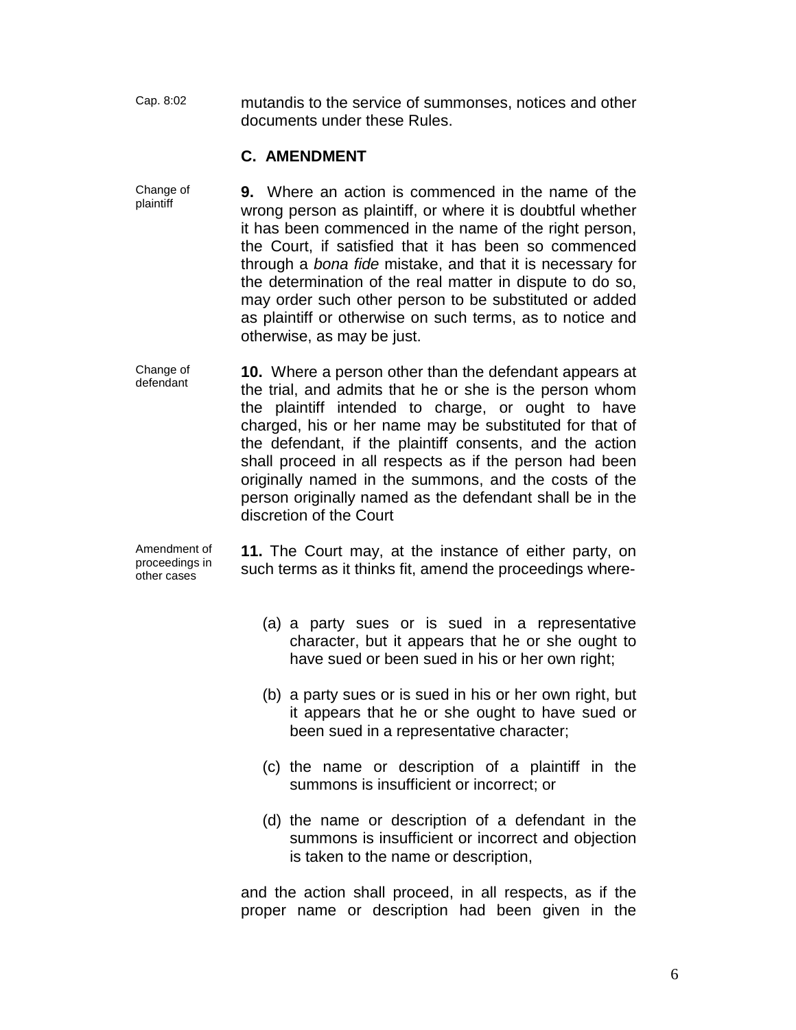Cap. 8:02 mutandis to the service of summonses, notices and other documents under these Rules.

## C. AMENDMENT

Change of plaintiff

**9.** Where an action is commenced in the name of the wrong person as plaintiff, or where it is doubtful whether it has been commenced in the name of the right person, the Court, if satisfied that it has been so commenced through a *bona fide* mistake, and that it is necessary for the determination of the real matter in dispute to do so, may order such other person to be substituted or added as plaintiff or otherwise on such terms, as to notice and otherwise, as may be just.

Change of defendant

**10.** Where a person other than the defendant appears at the trial, and admits that he or she is the person whom the plaintiff intended to charge, or ought to have charged, his or her name may be substituted for that of the defendant, if the plaintiff consents, and the action shall proceed in all respects as if the person had been originally named in the summons, and the costs of the person originally named as the defendant shall be in the discretion of the Court

Amendment of proceedings in other cases

**11.** The Court may, at the instance of either party, on such terms as it thinks fit, amend the proceedings where-

(a) a party sues or is sued in a representative character, but it appears that he or she ought to have sued or been sued in his or her own right;

(b) a party sues or is sued in his or her own right, but it appears that he or she ought to have sued or been sued in a representative character;

(c) the name or description of a plaintiff in the summons is insufficient or incorrect; or

(d) the name or description of a defendant in the summons is insufficient or incorrect and objection is taken to the name or description,

and the action shall proceed, in all respects, as if the proper name or description had been given in the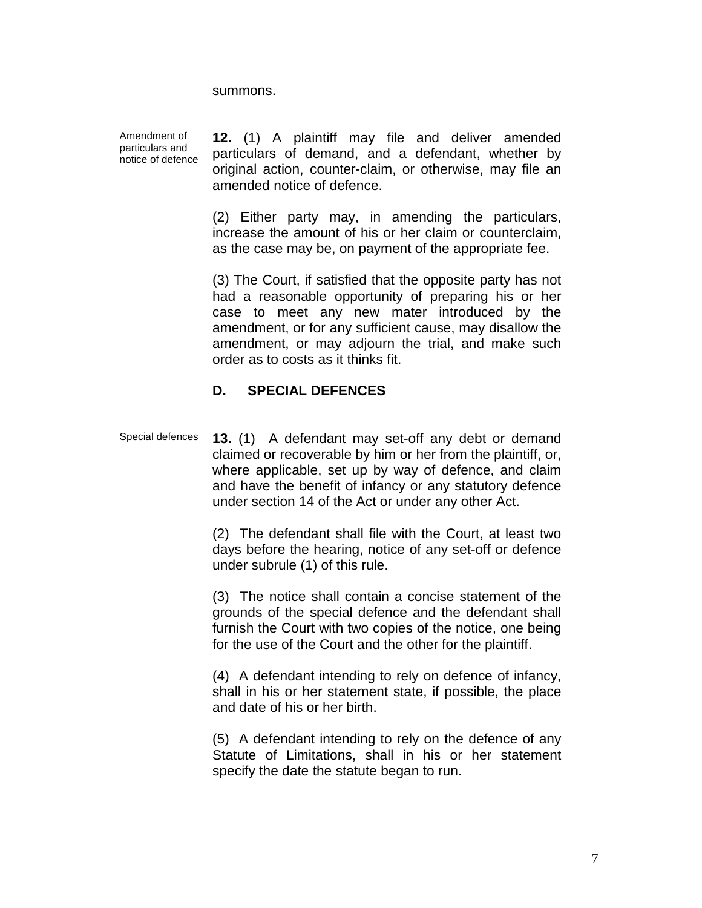summons.

Amendment of particulars and notice of defence

**12.** (1) A plaintiff may file and deliver amended particulars of demand, and a defendant, whether by original action, counter-claim, or otherwise, may file an amended notice of defence.

(2) Either party may, in amending the particulars, increase the amount of his or her claim or counterclaim, as the case may be, on payment of the appropriate fee.

(3) The Court, if satisfied that the opposite party has not had a reasonable opportunity of preparing his or her case to meet any new mater introduced by the amendment, or for any sufficient cause, may disallow the amendment, or may adjourn the trial, and make such order as to costs as it thinks fit.

## D. SPECIAL DEFENCES

Special defences

**13.** (1) A defendant may set-off any debt or demand claimed or recoverable by him or her from the plaintiff, or, where applicable, set up by way of defence, and claim and have the benefit of infancy or any statutory defence under section 14 of the Act or under any other Act.

(2) The defendant shall file with the Court, at least two days before the hearing, notice of any set-off or defence under subrule (1) of this rule.

(3) The notice shall contain a concise statement of the grounds of the special defence and the defendant shall furnish the Court with two copies of the notice, one being for the use of the Court and the other for the plaintiff.

(4) A defendant intending to rely on defence of infancy, shall in his or her statement state, if possible, the place and date of his or her birth.

(5) A defendant intending to rely on the defence of any Statute of Limitations, shall in his or her statement specify the date the statute began to run.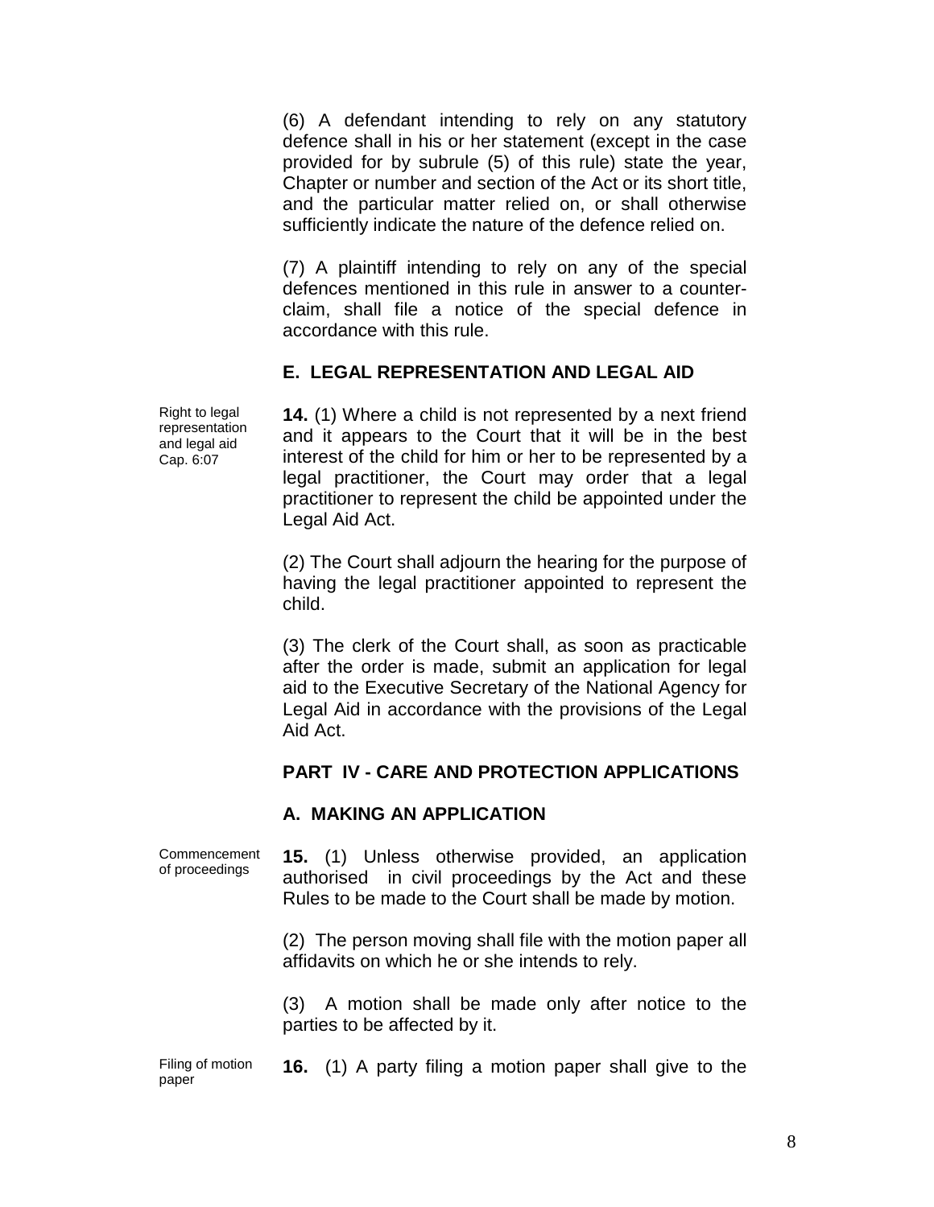(6) A defendant intending to rely on any statutory defence shall in his or her statement (except in the case provided for by subrule (5) of this rule) state the year, Chapter or number and section of the Act or its short title, and the particular matter relied on, or shall otherwise sufficiently indicate the nature of the defence relied on.

(7) A plaintiff intending to rely on any of the special defences mentioned in this rule in answer to a counter-claim, shall file a notice of the special defence in accordance with this rule.

### E. LEGAL REPRESENTATION AND LEGAL AID

*Right to legal representation and legal aid Cap. 6:07*

**14.** (1) Where a child is not represented by a next friend and it appears to the Court that it will be in the best interest of the child for him or her to be represented by a legal practitioner, the Court may order that a legal practitioner to represent the child be appointed under the Legal Aid Act.

(2) The Court shall adjourn the hearing for the purpose of having the legal practitioner appointed to represent the child.

(3) The clerk of the Court shall, as soon as practicable after the order is made, submit an application for legal aid to the Executive Secretary of the National Agency for Legal Aid in accordance with the provisions of the Legal Aid Act.

## PART IV - CARE AND PROTECTION APPLICATIONS

### A. MAKING AN APPLICATION

*Commencement of proceedings*

**15.** (1) Unless otherwise provided, an application authorised in civil proceedings by the Act and these Rules to be made to the Court shall be made by motion.

(2) The person moving shall file with the motion paper all affidavits on which he or she intends to rely.

(3) A motion shall be made only after notice to the parties to be affected by it.

*Filing of motion paper*

**16.** (1) A party filing a motion paper shall give to the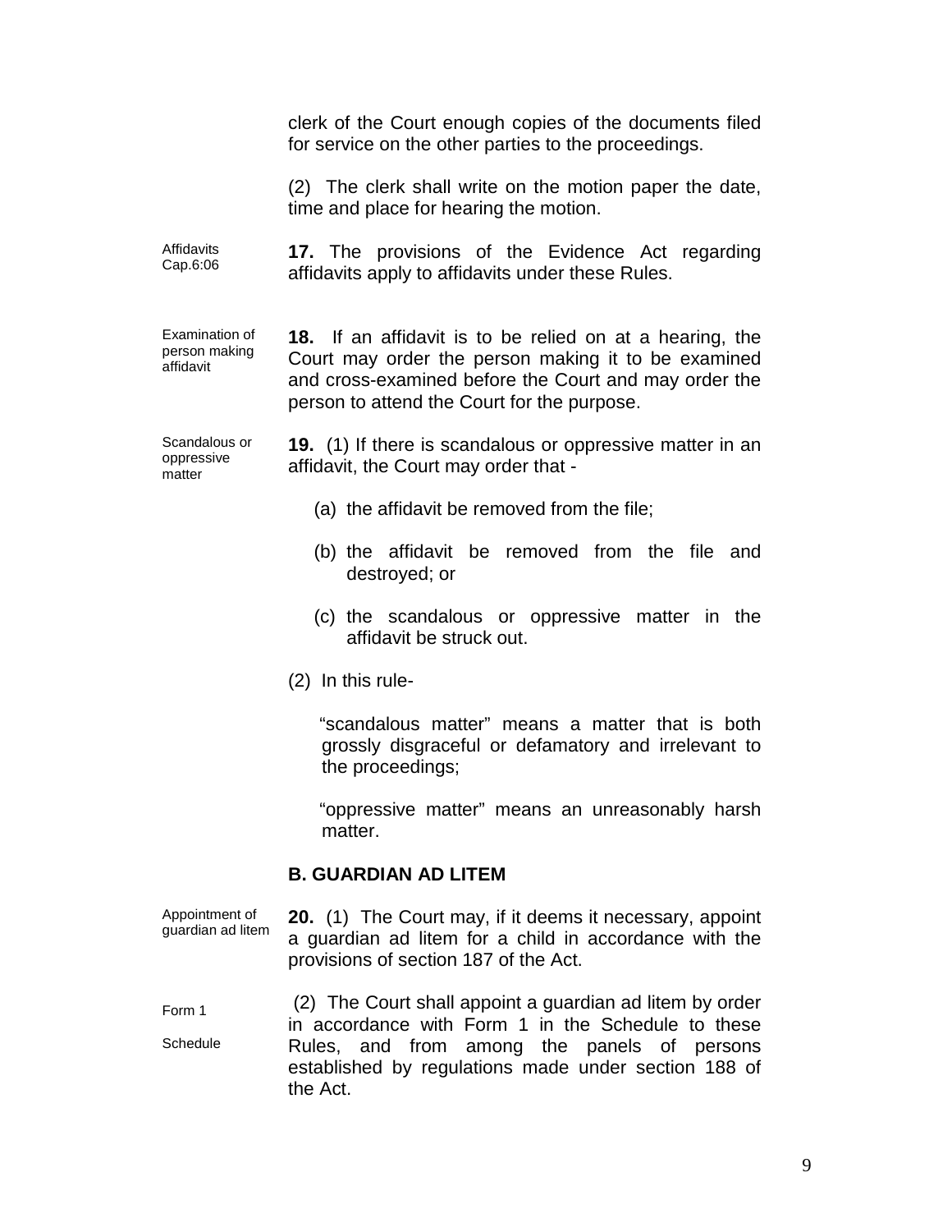clerk of the Court enough copies of the documents filed for service on the other parties to the proceedings.

(2) The clerk shall write on the motion paper the date, time and place for hearing the motion.

Affidavits
Cap.6:06

**17.** The provisions of the Evidence Act regarding affidavits apply to affidavits under these Rules.

Examination of person making affidavit

**18.** If an affidavit is to be relied on at a hearing, the Court may order the person making it to be examined and cross-examined before the Court and may order the person to attend the Court for the purpose.

Scandalous or oppressive matter

**19.** (1) If there is scandalous or oppressive matter in an affidavit, the Court may order that -

(a) the affidavit be removed from the file;

(b) the affidavit be removed from the file and destroyed; or

(c) the scandalous or oppressive matter in the affidavit be struck out.

(2) In this rule-

"scandalous matter" means a matter that is both grossly disgraceful or defamatory and irrelevant to the proceedings;

"oppressive matter" means an unreasonably harsh matter.

### B. GUARDIAN AD LITEM

Appointment of guardian ad litem

**20.** (1) The Court may, if it deems it necessary, appoint a guardian ad litem for a child in accordance with the provisions of section 187 of the Act.

Form 1

Schedule

(2) The Court shall appoint a guardian ad litem by order in accordance with Form 1 in the Schedule to these Rules, and from among the panels of persons established by regulations made under section 188 of the Act.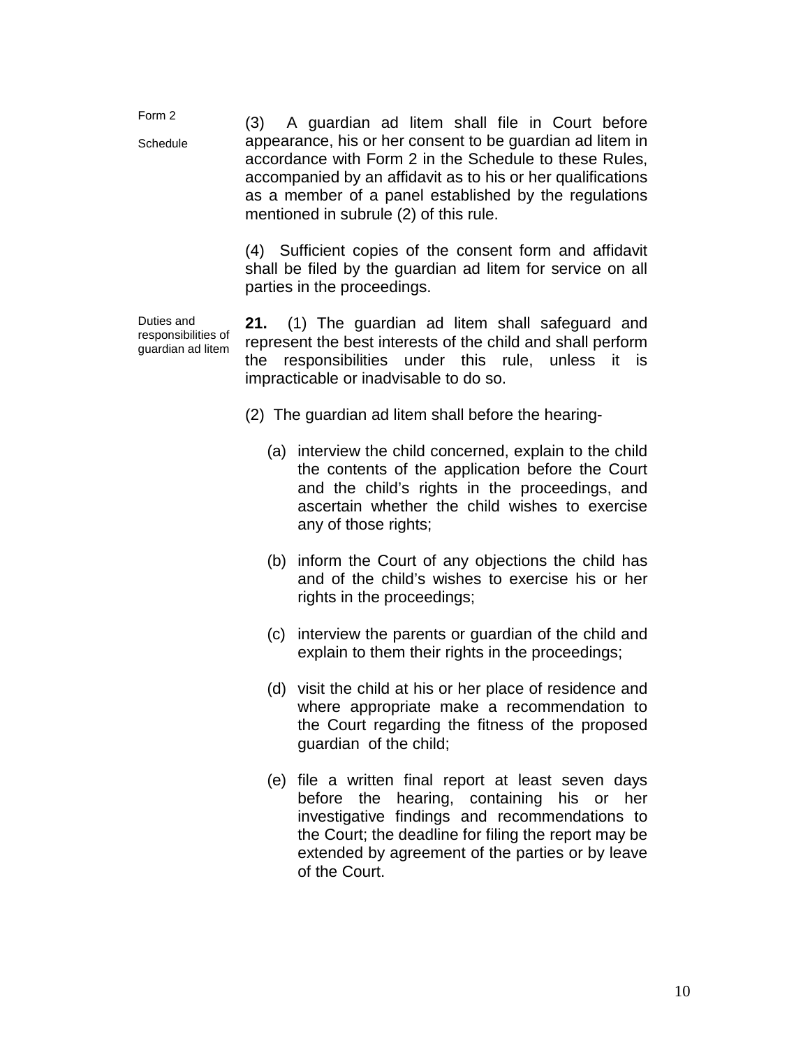Form 2

Schedule

(3) A guardian ad litem shall file in Court before appearance, his or her consent to be guardian ad litem in accordance with Form 2 in the Schedule to these Rules, accompanied by an affidavit as to his or her qualifications as a member of a panel established by the regulations mentioned in subrule (2) of this rule.

(4) Sufficient copies of the consent form and affidavit shall be filed by the guardian ad litem for service on all parties in the proceedings.

Duties and responsibilities of guardian ad litem

**21.** (1) The guardian ad litem shall safeguard and represent the best interests of the child and shall perform the responsibilities under this rule, unless it is impracticable or inadvisable to do so.

(2) The guardian ad litem shall before the hearing-

(a) interview the child concerned, explain to the child the contents of the application before the Court and the child's rights in the proceedings, and ascertain whether the child wishes to exercise any of those rights;

(b) inform the Court of any objections the child has and of the child's wishes to exercise his or her rights in the proceedings;

(c) interview the parents or guardian of the child and explain to them their rights in the proceedings;

(d) visit the child at his or her place of residence and where appropriate make a recommendation to the Court regarding the fitness of the proposed guardian of the child;

(e) file a written final report at least seven days before the hearing, containing his or her investigative findings and recommendations to the Court; the deadline for filing the report may be extended by agreement of the parties or by leave of the Court.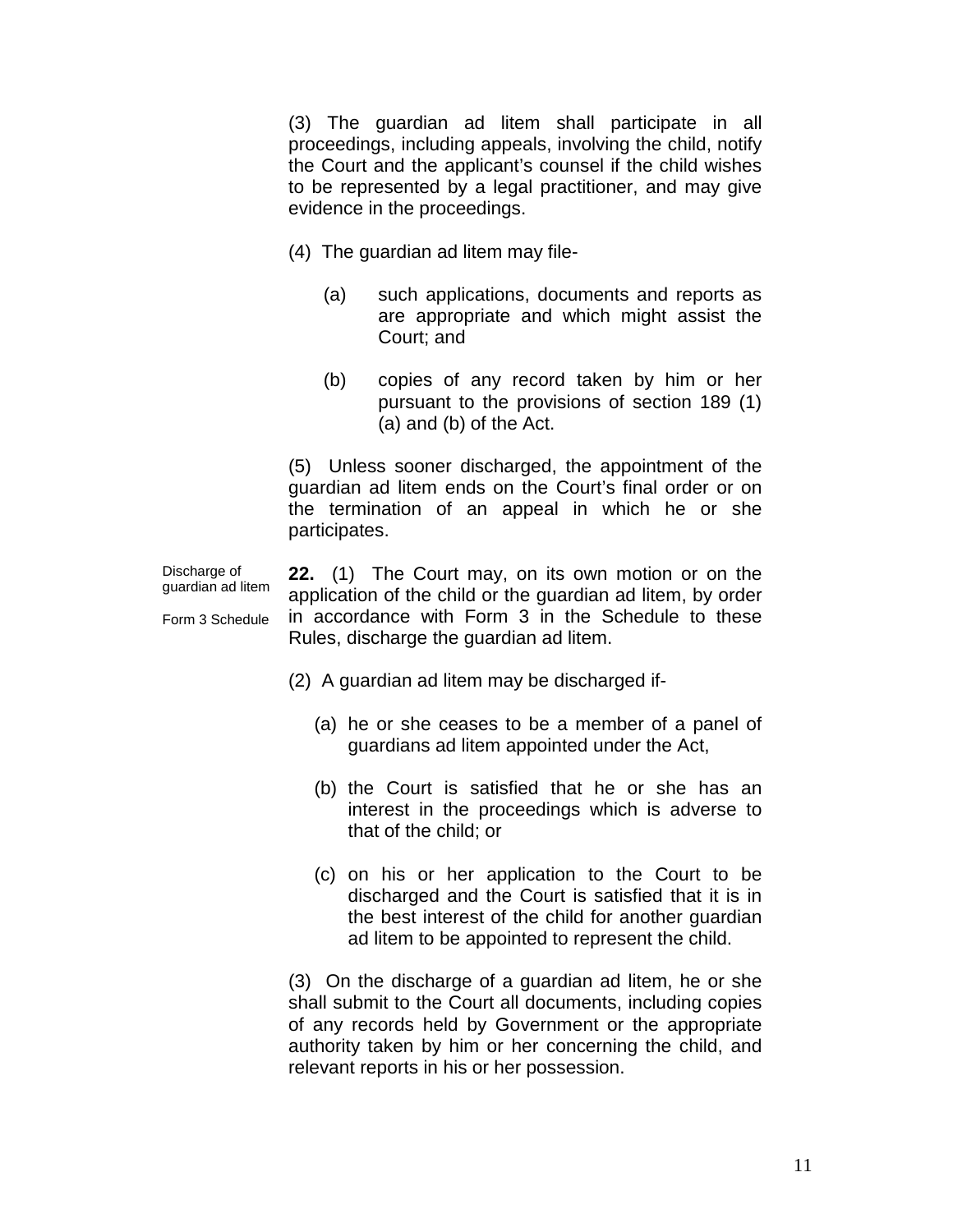(3) The guardian ad litem shall participate in all proceedings, including appeals, involving the child, notify the Court and the applicant's counsel if the child wishes to be represented by a legal practitioner, and may give evidence in the proceedings.

(4) The guardian ad litem may file-

(a) such applications, documents and reports as are appropriate and which might assist the Court; and

(b) copies of any record taken by him or her pursuant to the provisions of section 189 (1) (a) and (b) of the Act.

(5) Unless sooner discharged, the appointment of the guardian ad litem ends on the Court's final order or on the termination of an appeal in which he or she participates.

*Discharge of guardian ad litem*

*Form 3 Schedule*

**22.** (1) The Court may, on its own motion or on the application of the child or the guardian ad litem, by order in accordance with Form 3 in the Schedule to these Rules, discharge the guardian ad litem.

(2) A guardian ad litem may be discharged if-

(a) he or she ceases to be a member of a panel of guardians ad litem appointed under the Act,

(b) the Court is satisfied that he or she has an interest in the proceedings which is adverse to that of the child; or

(c) on his or her application to the Court to be discharged and the Court is satisfied that it is in the best interest of the child for another guardian ad litem to be appointed to represent the child.

(3) On the discharge of a guardian ad litem, he or she shall submit to the Court all documents, including copies of any records held by Government or the appropriate authority taken by him or her concerning the child, and relevant reports in his or her possession.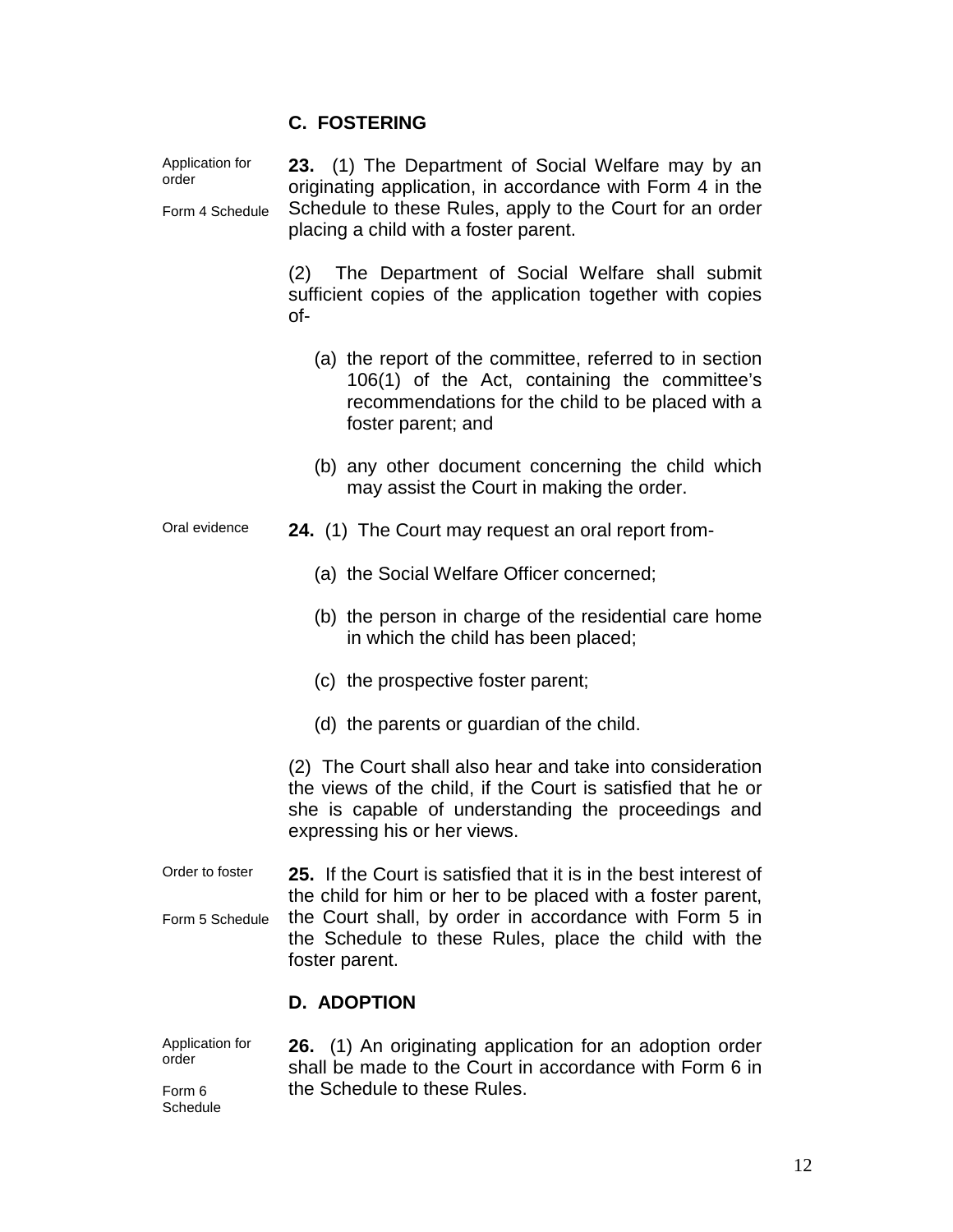## C. FOSTERING

Application for order

Form 4 Schedule

**23.** (1) The Department of Social Welfare may by an originating application, in accordance with Form 4 in the Schedule to these Rules, apply to the Court for an order placing a child with a foster parent.

(2) The Department of Social Welfare shall submit sufficient copies of the application together with copies of-

(a) the report of the committee, referred to in section 106(1) of the Act, containing the committee's recommendations for the child to be placed with a foster parent; and

(b) any other document concerning the child which may assist the Court in making the order.

Oral evidence

**24.** (1) The Court may request an oral report from-

(a) the Social Welfare Officer concerned;

(b) the person in charge of the residential care home in which the child has been placed;

(c) the prospective foster parent;

(d) the parents or guardian of the child.

(2) The Court shall also hear and take into consideration the views of the child, if the Court is satisfied that he or she is capable of understanding the proceedings and expressing his or her views.

Order to foster

Form 5 Schedule

**25.** If the Court is satisfied that it is in the best interest of the child for him or her to be placed with a foster parent, the Court shall, by order in accordance with Form 5 in the Schedule to these Rules, place the child with the foster parent.

## D. ADOPTION

Application for order

Form 6 Schedule

**26.** (1) An originating application for an adoption order shall be made to the Court in accordance with Form 6 in the Schedule to these Rules.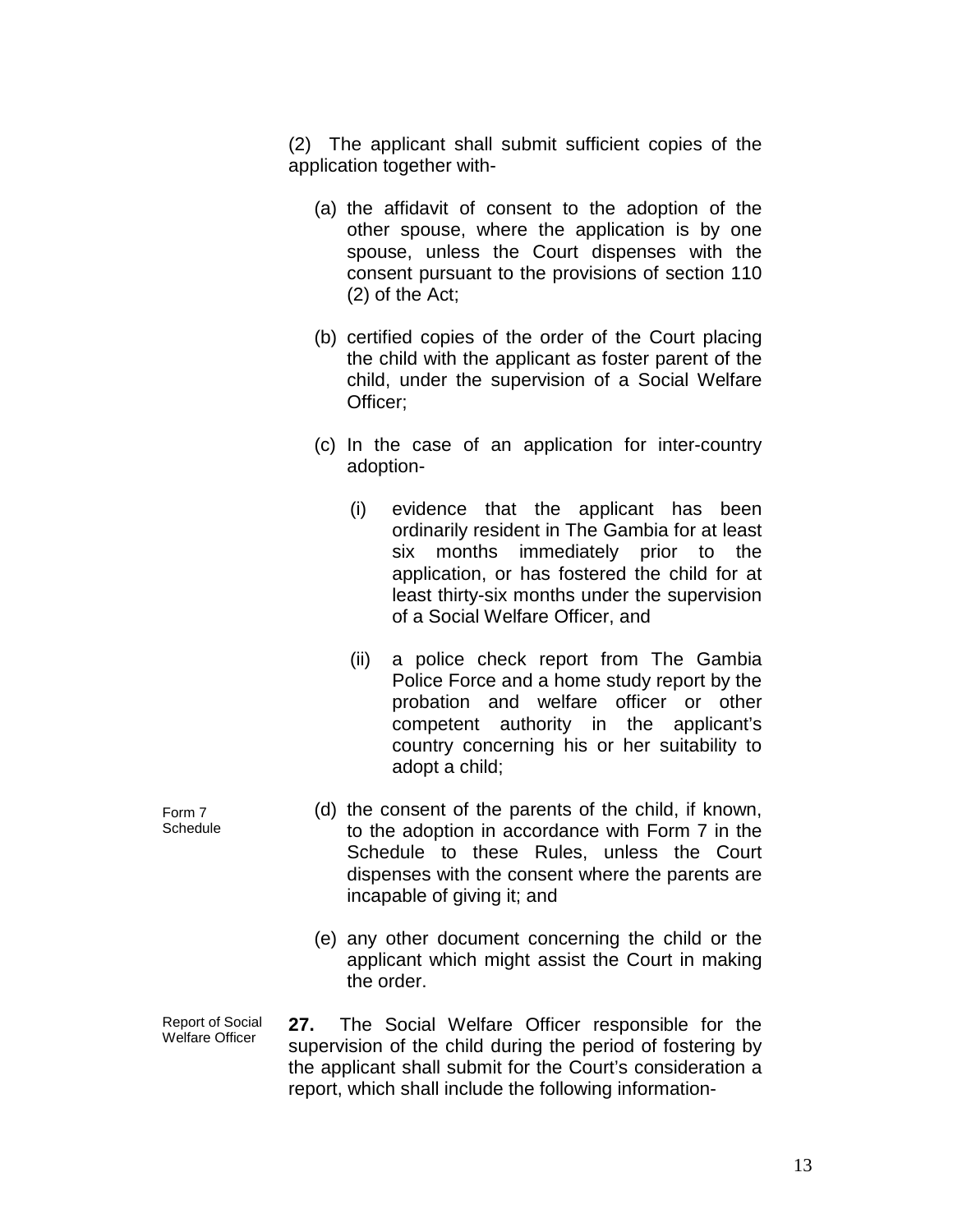(2) The applicant shall submit sufficient copies of the application together with-

(a) the affidavit of consent to the adoption of the other spouse, where the application is by one spouse, unless the Court dispenses with the consent pursuant to the provisions of section 110 (2) of the Act;

(b) certified copies of the order of the Court placing the child with the applicant as foster parent of the child, under the supervision of a Social Welfare Officer;

(c) In the case of an application for inter-country adoption-

(i) evidence that the applicant has been ordinarily resident in The Gambia for at least six months immediately prior to the application, or has fostered the child for at least thirty-six months under the supervision of a Social Welfare Officer, and

(ii) a police check report from The Gambia Police Force and a home study report by the probation and welfare officer or other competent authority in the applicant's country concerning his or her suitability to adopt a child;

Form 7 Schedule

(d) the consent of the parents of the child, if known, to the adoption in accordance with Form 7 in the Schedule to these Rules, unless the Court dispenses with the consent where the parents are incapable of giving it; and

(e) any other document concerning the child or the applicant which might assist the Court in making the order.

Report of Social Welfare Officer

**27.** The Social Welfare Officer responsible for the supervision of the child during the period of fostering by the applicant shall submit for the Court's consideration a report, which shall include the following information-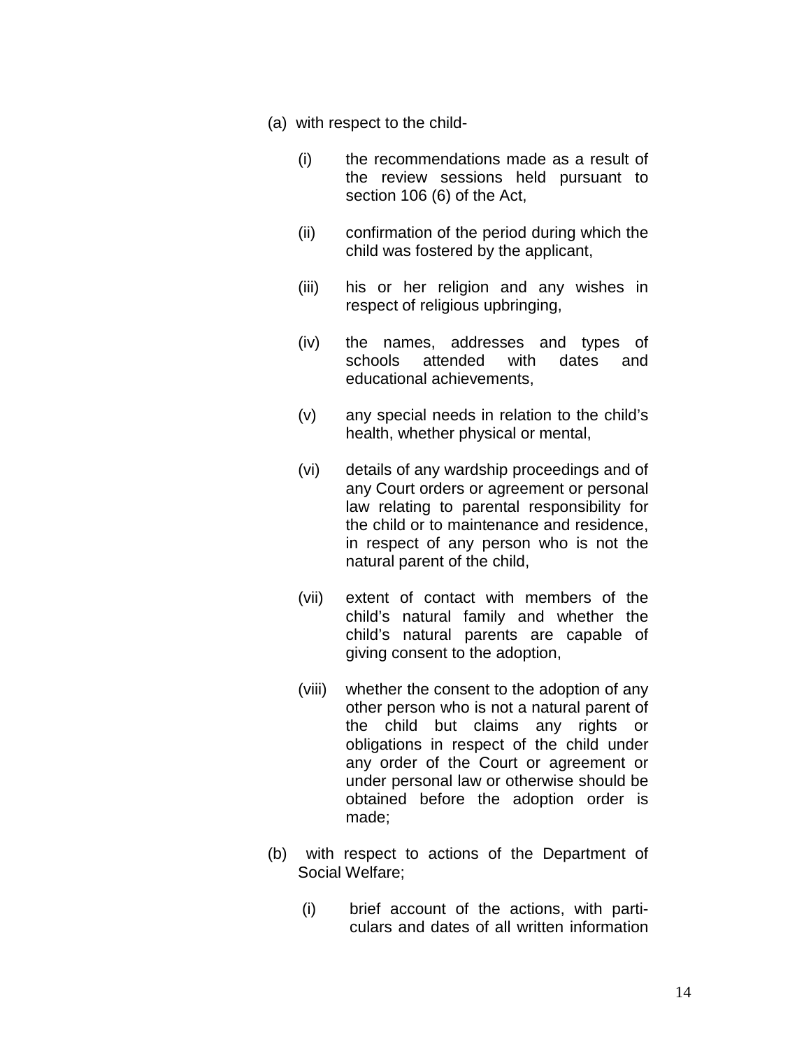(a) with respect to the child-

   (i) the recommendations made as a result of the review sessions held pursuant to section 106 (6) of the Act,

   (ii) confirmation of the period during which the child was fostered by the applicant,

   (iii) his or her religion and any wishes in respect of religious upbringing,

   (iv) the names, addresses and types of schools attended with dates and educational achievements,

   (v) any special needs in relation to the child's health, whether physical or mental,

   (vi) details of any wardship proceedings and of any Court orders or agreement or personal law relating to parental responsibility for the child or to maintenance and residence, in respect of any person who is not the natural parent of the child,

   (vii) extent of contact with members of the child's natural family and whether the child's natural parents are capable of giving consent to the adoption,

   (viii) whether the consent to the adoption of any other person who is not a natural parent of the child but claims any rights or obligations in respect of the child under any order of the Court or agreement or under personal law or otherwise should be obtained before the adoption order is made;

(b) with respect to actions of the Department of Social Welfare;

   (i) brief account of the actions, with particulars and dates of all written information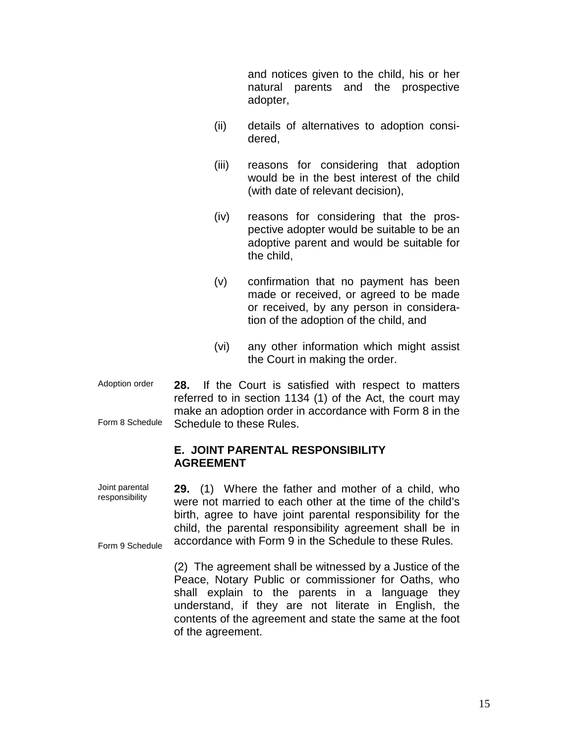and notices given to the child, his or her natural parents and the prospective adopter,

(ii) details of alternatives to adoption considered,

(iii) reasons for considering that adoption would be in the best interest of the child (with date of relevant decision),

(iv) reasons for considering that the prospective adopter would be suitable to be an adoptive parent and would be suitable for the child,

(v) confirmation that no payment has been made or received, or agreed to be made or received, by any person in consideration of the adoption of the child, and

(vi) any other information which might assist the Court in making the order.

Adoption order

Form 8 Schedule

**28.** If the Court is satisfied with respect to matters referred to in section 1134 (1) of the Act, the court may make an adoption order in accordance with Form 8 in the Schedule to these Rules.

### E. JOINT PARENTAL RESPONSIBILITY AGREEMENT

Joint parental responsibility

Form 9 Schedule

**29.** (1) Where the father and mother of a child, who were not married to each other at the time of the child's birth, agree to have joint parental responsibility for the child, the parental responsibility agreement shall be in accordance with Form 9 in the Schedule to these Rules.

(2) The agreement shall be witnessed by a Justice of the Peace, Notary Public or commissioner for Oaths, who shall explain to the parents in a language they understand, if they are not literate in English, the contents of the agreement and state the same at the foot of the agreement.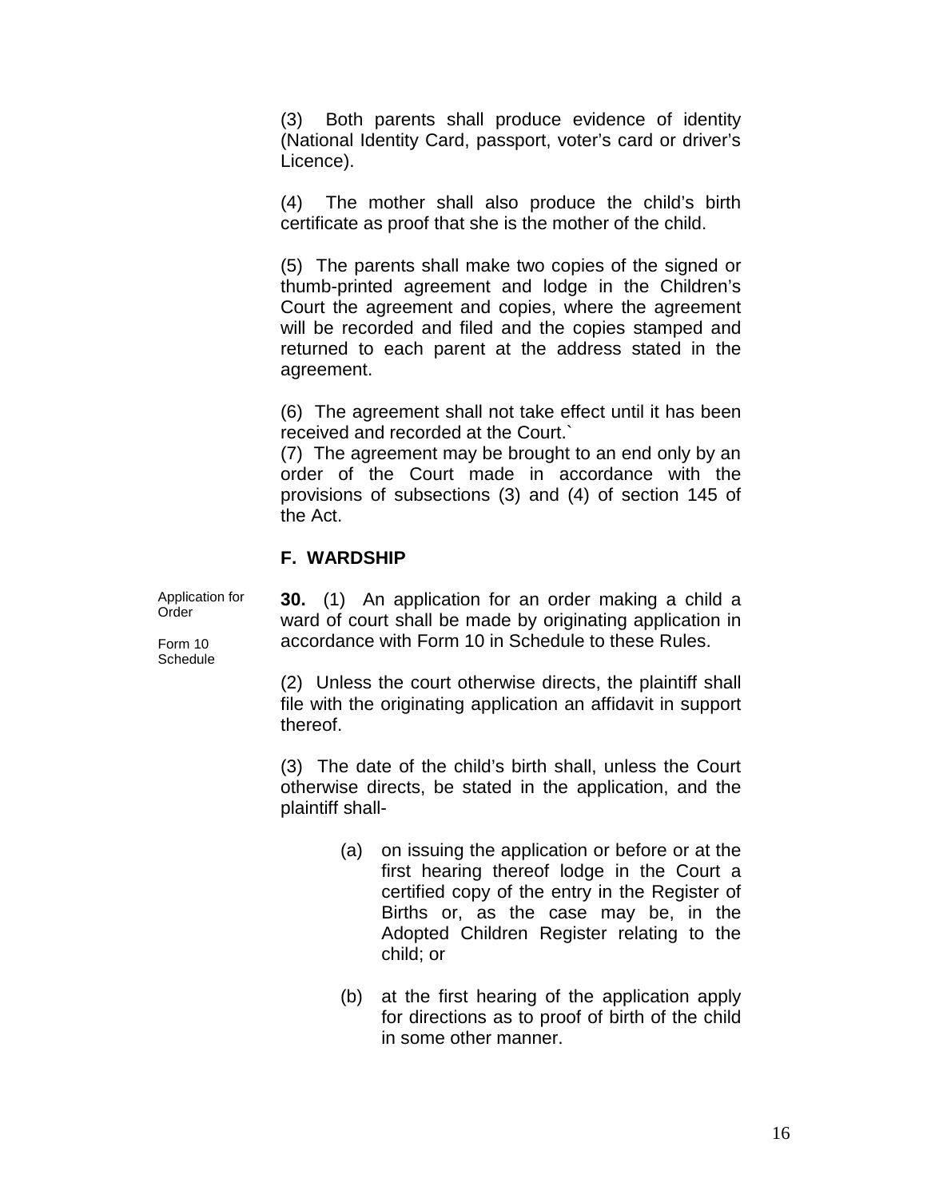(3) Both parents shall produce evidence of identity (National Identity Card, passport, voter's card or driver's Licence).

(4) The mother shall also produce the child's birth certificate as proof that she is the mother of the child.

(5) The parents shall make two copies of the signed or thumb-printed agreement and lodge in the Children's Court the agreement and copies, where the agreement will be recorded and filed and the copies stamped and returned to each parent at the address stated in the agreement.

(6) The agreement shall not take effect until it has been received and recorded at the Court.`

(7) The agreement may be brought to an end only by an order of the Court made in accordance with the provisions of subsections (3) and (4) of section 145 of the Act.

## F. WARDSHIP

*Application for Order*

*Form 10 Schedule*

**30.** (1) An application for an order making a child a ward of court shall be made by originating application in accordance with Form 10 in Schedule to these Rules.

(2) Unless the court otherwise directs, the plaintiff shall file with the originating application an affidavit in support thereof.

(3) The date of the child's birth shall, unless the Court otherwise directs, be stated in the application, and the plaintiff shall-

(a) on issuing the application or before or at the first hearing thereof lodge in the Court a certified copy of the entry in the Register of Births or, as the case may be, in the Adopted Children Register relating to the child; or

(b) at the first hearing of the application apply for directions as to proof of birth of the child in some other manner.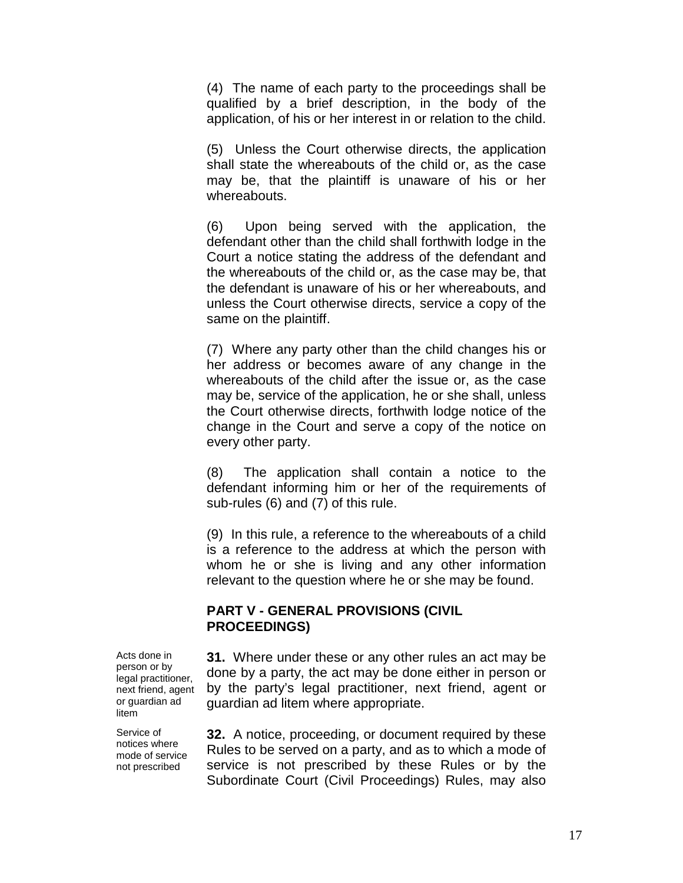(4) The name of each party to the proceedings shall be qualified by a brief description, in the body of the application, of his or her interest in or relation to the child.

(5) Unless the Court otherwise directs, the application shall state the whereabouts of the child or, as the case may be, that the plaintiff is unaware of his or her whereabouts.

(6) Upon being served with the application, the defendant other than the child shall forthwith lodge in the Court a notice stating the address of the defendant and the whereabouts of the child or, as the case may be, that the defendant is unaware of his or her whereabouts, and unless the Court otherwise directs, service a copy of the same on the plaintiff.

(7) Where any party other than the child changes his or her address or becomes aware of any change in the whereabouts of the child after the issue or, as the case may be, service of the application, he or she shall, unless the Court otherwise directs, forthwith lodge notice of the change in the Court and serve a copy of the notice on every other party.

(8) The application shall contain a notice to the defendant informing him or her of the requirements of sub-rules (6) and (7) of this rule.

(9) In this rule, a reference to the whereabouts of a child is a reference to the address at which the person with whom he or she is living and any other information relevant to the question where he or she may be found.

## PART V - GENERAL PROVISIONS (CIVIL PROCEEDINGS)

*Acts done in person or by legal practitioner, next friend, agent or guardian ad litem*

**31.** Where under these or any other rules an act may be done by a party, the act may be done either in person or by the party's legal practitioner, next friend, agent or guardian ad litem where appropriate.

*Service of notices where mode of service not prescribed*

**32.** A notice, proceeding, or document required by these Rules to be served on a party, and as to which a mode of service is not prescribed by these Rules or by the Subordinate Court (Civil Proceedings) Rules, may also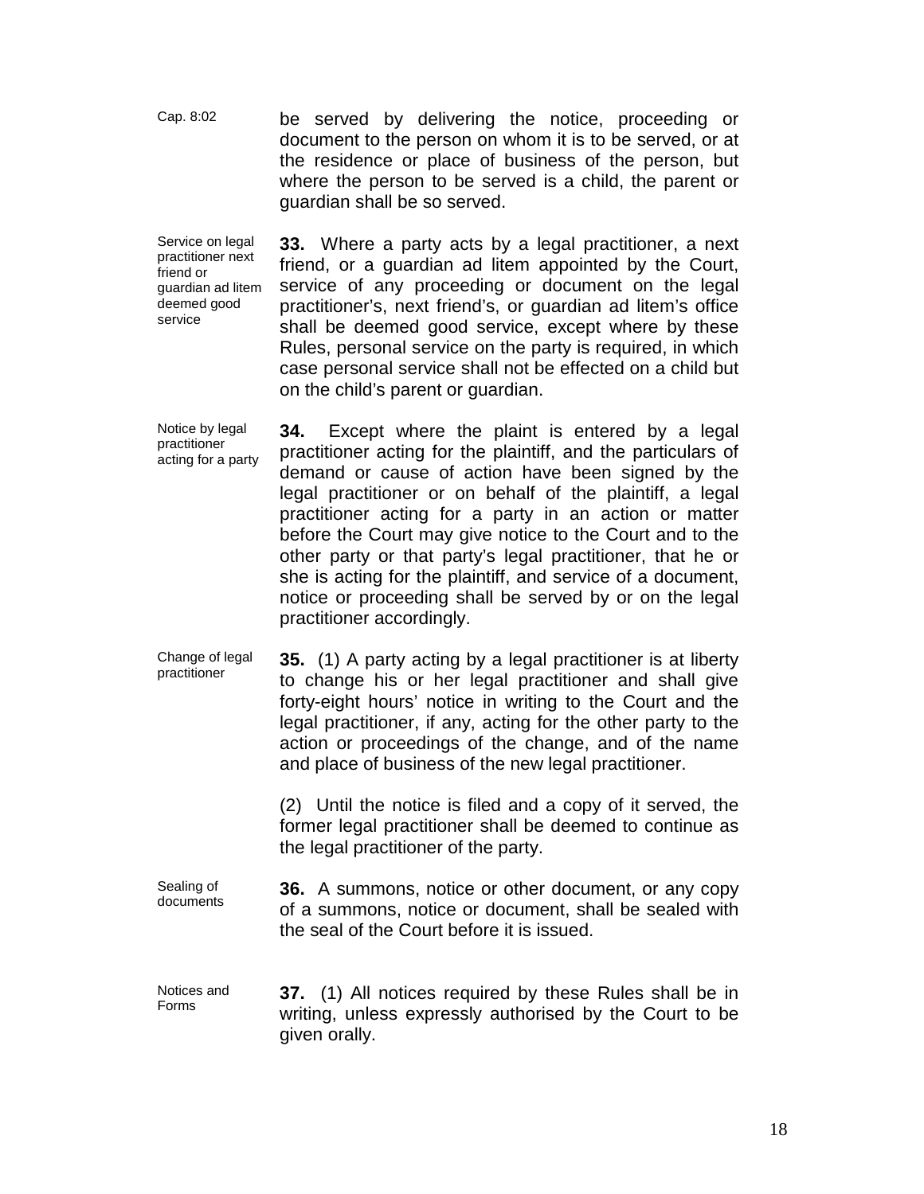Cap. 8:02

be served by delivering the notice, proceeding or document to the person on whom it is to be served, or at the residence or place of business of the person, but where the person to be served is a child, the parent or guardian shall be so served.

Service on legal practitioner next friend or guardian ad litem deemed good service

**33.** Where a party acts by a legal practitioner, a next friend, or a guardian ad litem appointed by the Court, service of any proceeding or document on the legal practitioner's, next friend's, or guardian ad litem's office shall be deemed good service, except where by these Rules, personal service on the party is required, in which case personal service shall not be effected on a child but on the child's parent or guardian.

Notice by legal practitioner acting for a party

**34.** Except where the plaint is entered by a legal practitioner acting for the plaintiff, and the particulars of demand or cause of action have been signed by the legal practitioner or on behalf of the plaintiff, a legal practitioner acting for a party in an action or matter before the Court may give notice to the Court and to the other party or that party's legal practitioner, that he or she is acting for the plaintiff, and service of a document, notice or proceeding shall be served by or on the legal practitioner accordingly.

Change of legal practitioner

**35.** (1) A party acting by a legal practitioner is at liberty to change his or her legal practitioner and shall give forty-eight hours' notice in writing to the Court and the legal practitioner, if any, acting for the other party to the action or proceedings of the change, and of the name and place of business of the new legal practitioner.

(2) Until the notice is filed and a copy of it served, the former legal practitioner shall be deemed to continue as the legal practitioner of the party.

Sealing of documents

**36.** A summons, notice or other document, or any copy of a summons, notice or document, shall be sealed with the seal of the Court before it is issued.

Notices and Forms

**37.** (1) All notices required by these Rules shall be in writing, unless expressly authorised by the Court to be given orally.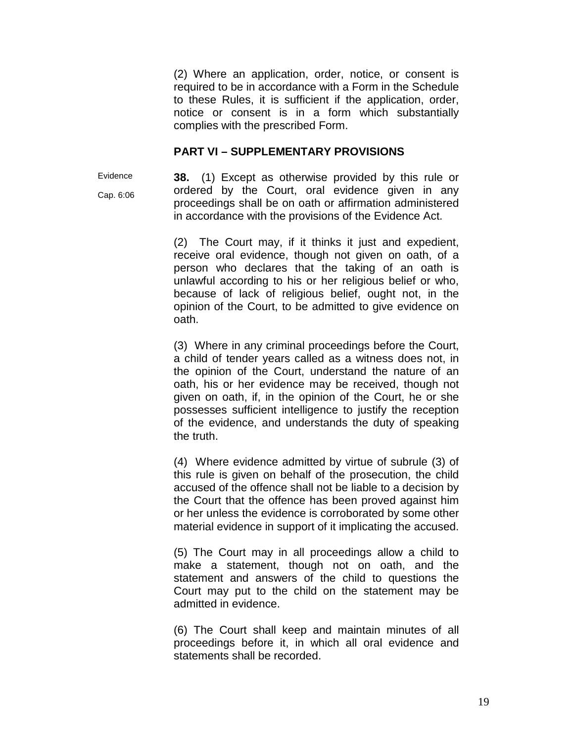(2) Where an application, order, notice, or consent is required to be in accordance with a Form in the Schedule to these Rules, it is sufficient if the application, order, notice or consent is in a form which substantially complies with the prescribed Form.

## PART VI – SUPPLEMENTARY PROVISIONS

Evidence

Cap. 6:06

**38.** (1) Except as otherwise provided by this rule or ordered by the Court, oral evidence given in any proceedings shall be on oath or affirmation administered in accordance with the provisions of the Evidence Act.

(2) The Court may, if it thinks it just and expedient, receive oral evidence, though not given on oath, of a person who declares that the taking of an oath is unlawful according to his or her religious belief or who, because of lack of religious belief, ought not, in the opinion of the Court, to be admitted to give evidence on oath.

(3) Where in any criminal proceedings before the Court, a child of tender years called as a witness does not, in the opinion of the Court, understand the nature of an oath, his or her evidence may be received, though not given on oath, if, in the opinion of the Court, he or she possesses sufficient intelligence to justify the reception of the evidence, and understands the duty of speaking the truth.

(4) Where evidence admitted by virtue of subrule (3) of this rule is given on behalf of the prosecution, the child accused of the offence shall not be liable to a decision by the Court that the offence has been proved against him or her unless the evidence is corroborated by some other material evidence in support of it implicating the accused.

(5) The Court may in all proceedings allow a child to make a statement, though not on oath, and the statement and answers of the child to questions the Court may put to the child on the statement may be admitted in evidence.

(6) The Court shall keep and maintain minutes of all proceedings before it, in which all oral evidence and statements shall be recorded.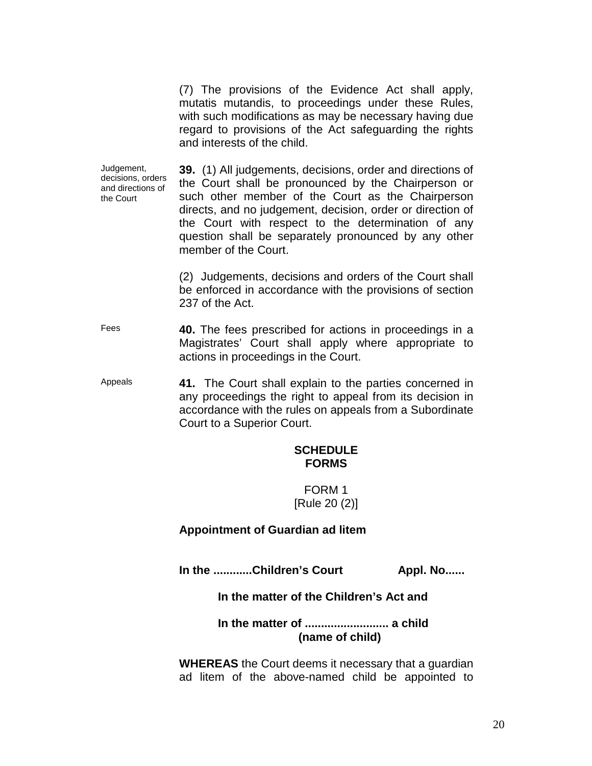(7) The provisions of the Evidence Act shall apply, mutatis mutandis, to proceedings under these Rules, with such modifications as may be necessary having due regard to provisions of the Act safeguarding the rights and interests of the child.

Judgement, decisions, orders and directions of the Court

**39.** (1) All judgements, decisions, order and directions of the Court shall be pronounced by the Chairperson or such other member of the Court as the Chairperson directs, and no judgement, decision, order or direction of the Court with respect to the determination of any question shall be separately pronounced by any other member of the Court.

(2) Judgements, decisions and orders of the Court shall be enforced in accordance with the provisions of section 237 of the Act.

Fees

**40.** The fees prescribed for actions in proceedings in a Magistrates' Court shall apply where appropriate to actions in proceedings in the Court.

Appeals

**41.** The Court shall explain to the parties concerned in any proceedings the right to appeal from its decision in accordance with the rules on appeals from a Subordinate Court to a Superior Court.

## SCHEDULE
## FORMS

FORM 1
[Rule 20 (2)]

**Appointment of Guardian ad litem**

**In the ...........Children's Court Appl. No......**

**In the matter of the Children's Act and**

**In the matter of .......................... a child**
**(name of child)**

**WHEREAS** the Court deems it necessary that a guardian ad litem of the above-named child be appointed to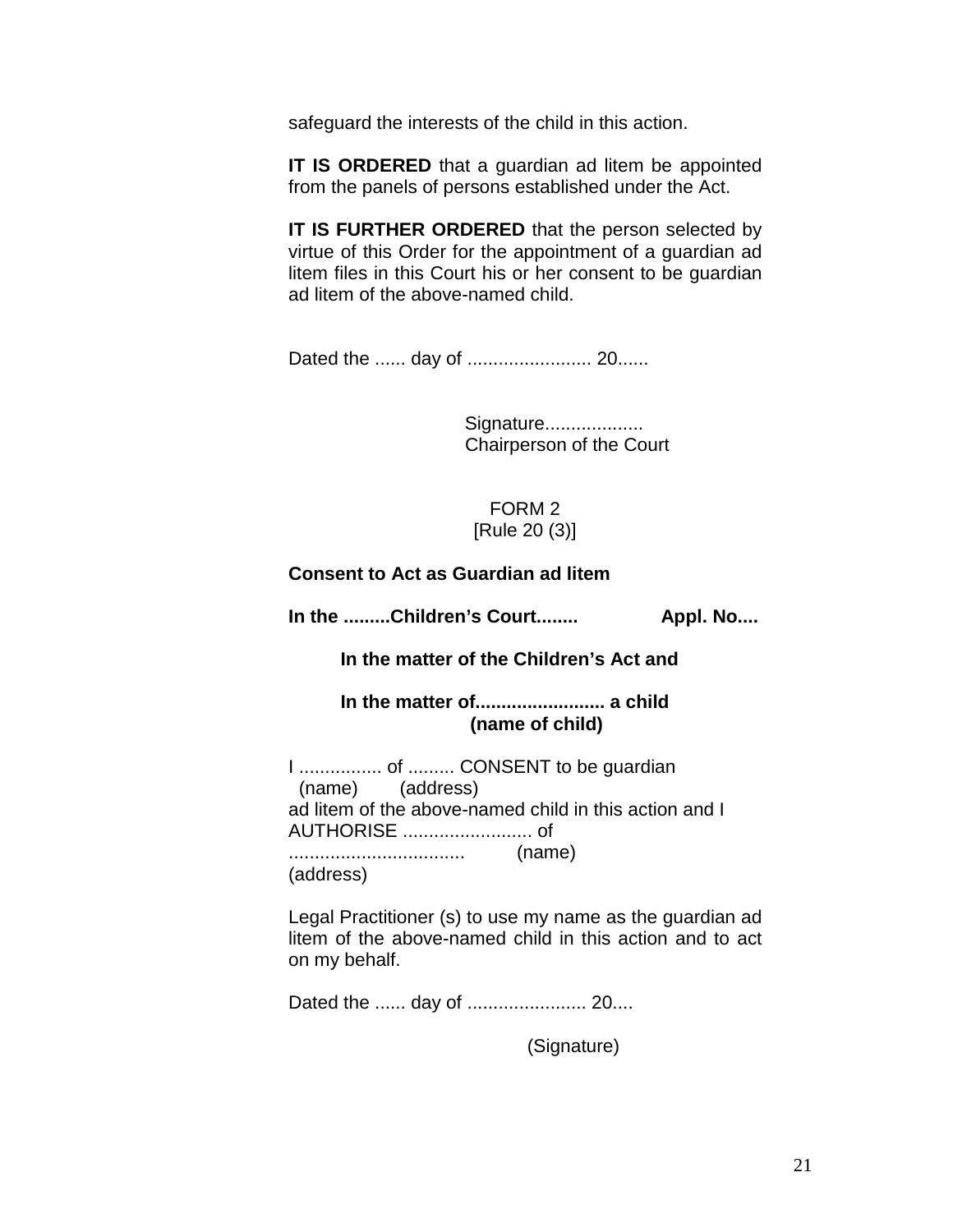safeguard the interests of the child in this action.

**IT IS ORDERED** that a guardian ad litem be appointed from the panels of persons established under the Act.

**IT IS FURTHER ORDERED** that the person selected by virtue of this Order for the appointment of a guardian ad litem files in this Court his or her consent to be guardian ad litem of the above-named child.

Dated the ...... day of ........................ 20......

Signature...................
Chairperson of the Court

FORM 2
[Rule 20 (3)]

**Consent to Act as Guardian ad litem**

**In the .........Children's Court........ Appl. No....**

**In the matter of the Children's Act and**

**In the matter of......................... a child**
**(name of child)**

I ................ of ......... CONSENT to be guardian
(name) (address)
ad litem of the above-named child in this action and I AUTHORISE ......................... of
................................. (name)
(address)

Legal Practitioner (s) to use my name as the guardian ad litem of the above-named child in this action and to act on my behalf.

Dated the ...... day of ....................... 20....

(Signature)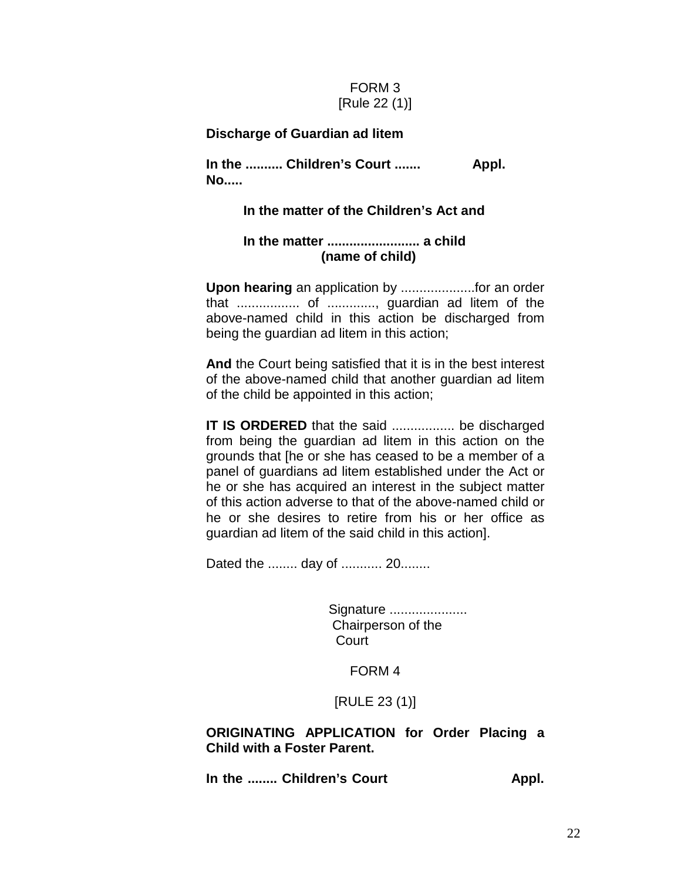FORM 3
[Rule 22 (1)]

**Discharge of Guardian ad litem**

**In the .......... Children's Court .......  Appl. No.....**

**In the matter of the Children's Act and**

**In the matter ......................... a child**
**(name of child)**

**Upon hearing** an application by ....................for an order that ................. of ............., guardian ad litem of the above-named child in this action be discharged from being the guardian ad litem in this action;

**And** the Court being satisfied that it is in the best interest of the above-named child that another guardian ad litem of the child be appointed in this action;

**IT IS ORDERED** that the said ................. be discharged from being the guardian ad litem in this action on the grounds that [he or she has ceased to be a member of a panel of guardians ad litem established under the Act or he or she has acquired an interest in the subject matter of this action adverse to that of the above-named child or he or she desires to retire from his or her office as guardian ad litem of the said child in this action].

Dated the ........ day of ........... 20........

Signature .....................
Chairperson of the
Court

FORM 4

[RULE 23 (1)]

**ORIGINATING APPLICATION for Order Placing a Child with a Foster Parent.**

**In the ........ Children's Court  Appl.**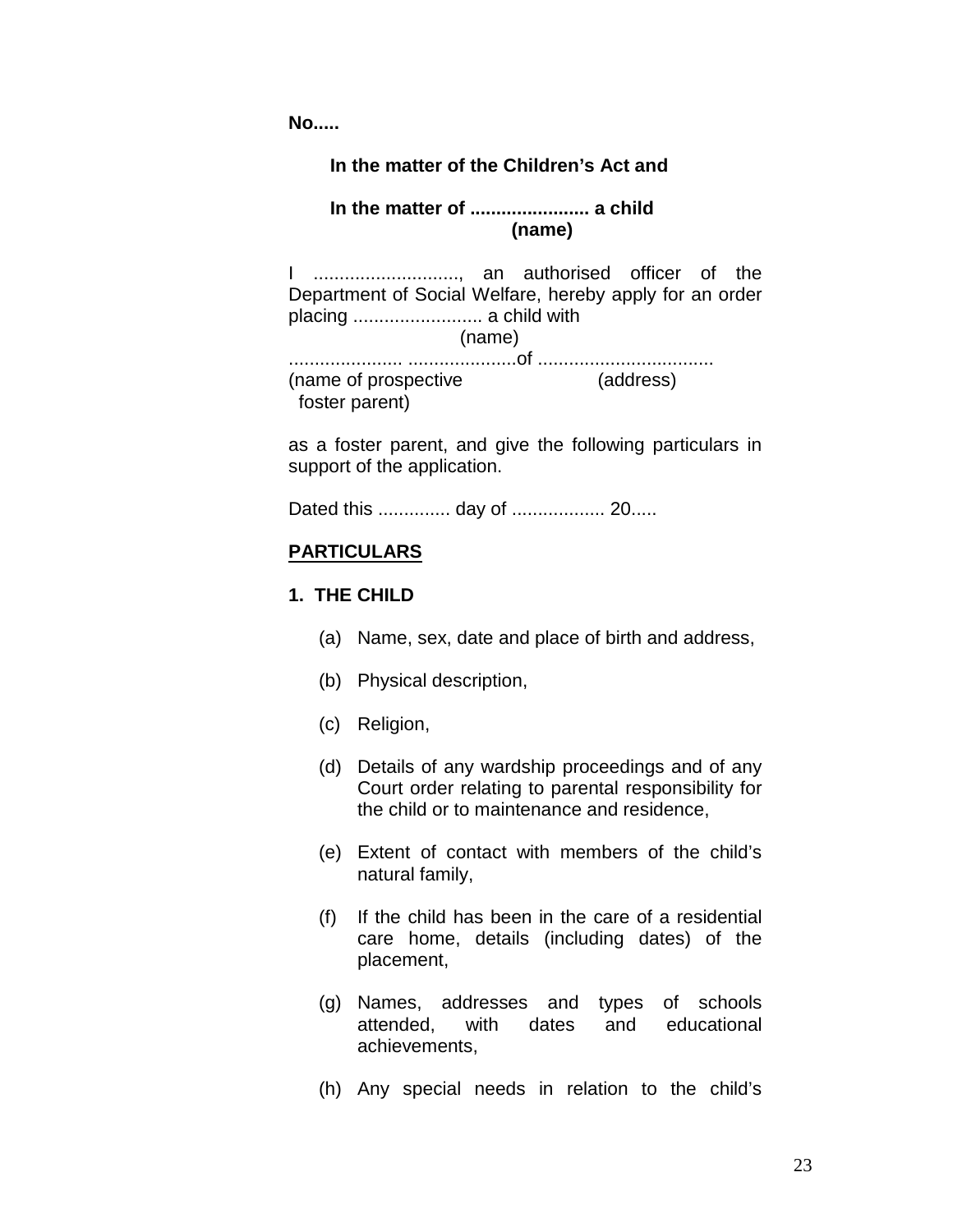**No.....**

**In the matter of the Children's Act and**

**In the matter of ....................... a child**
**(name)**

I ............................, an authorised officer of the Department of Social Welfare, hereby apply for an order placing ......................... a child with
(name)
..................... .....................of ..................................
(name of prospective foster parent) (address)

as a foster parent, and give the following particulars in support of the application.

Dated this .............. day of .................. 20.....

**<u>PARTICULARS</u>**

**1. THE CHILD**

(a) Name, sex, date and place of birth and address,

(b) Physical description,

(c) Religion,

(d) Details of any wardship proceedings and of any Court order relating to parental responsibility for the child or to maintenance and residence,

(e) Extent of contact with members of the child's natural family,

(f) If the child has been in the care of a residential care home, details (including dates) of the placement,

(g) Names, addresses and types of schools attended, with dates and educational achievements,

(h) Any special needs in relation to the child's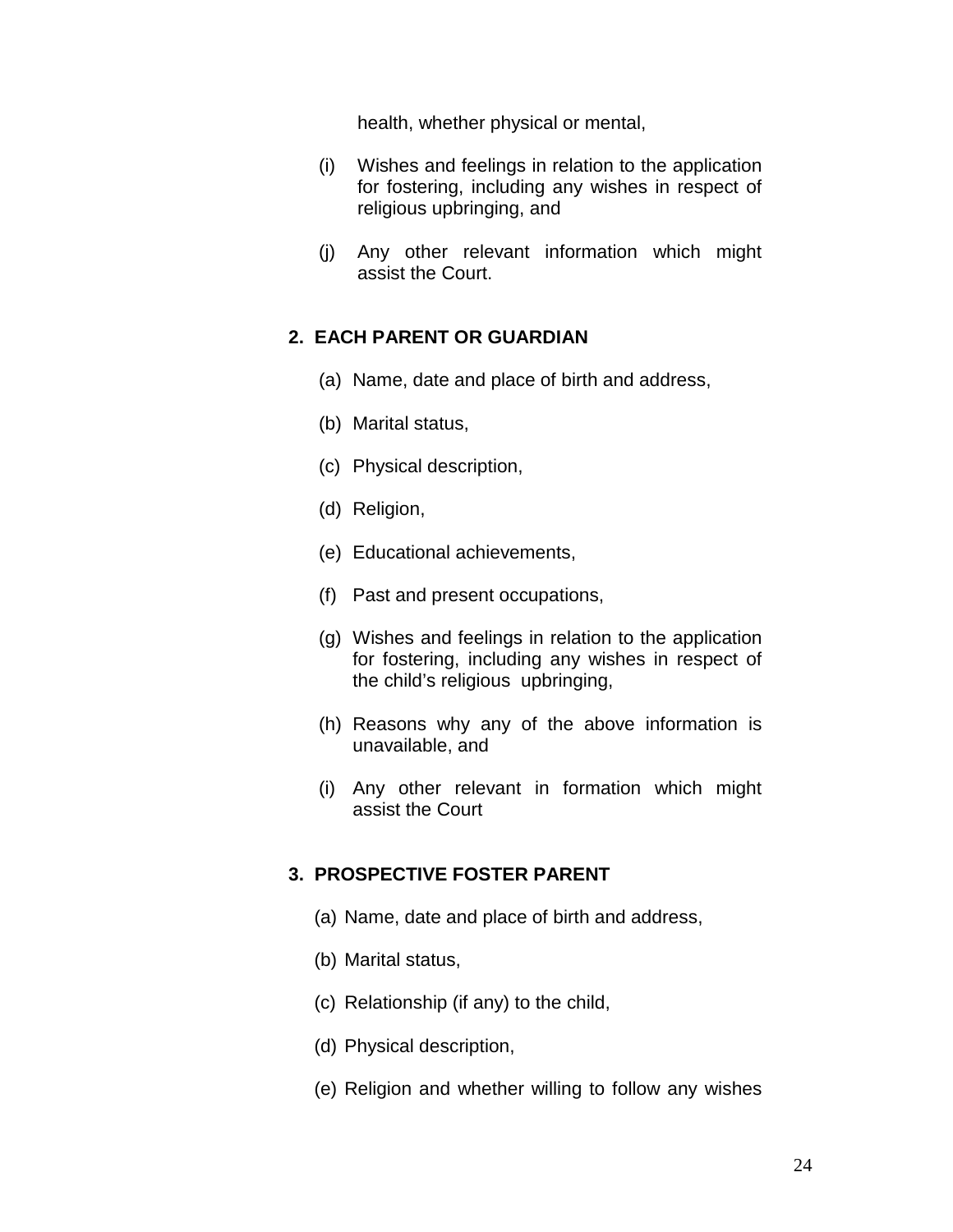health, whether physical or mental,

(i) Wishes and feelings in relation to the application for fostering, including any wishes in respect of religious upbringing, and

(j) Any other relevant information which might assist the Court.

**2. EACH PARENT OR GUARDIAN**

(a) Name, date and place of birth and address,

(b) Marital status,

(c) Physical description,

(d) Religion,

(e) Educational achievements,

(f) Past and present occupations,

(g) Wishes and feelings in relation to the application for fostering, including any wishes in respect of the child's religious upbringing,

(h) Reasons why any of the above information is unavailable, and

(i) Any other relevant in formation which might assist the Court

**3. PROSPECTIVE FOSTER PARENT**

(a) Name, date and place of birth and address,

(b) Marital status,

(c) Relationship (if any) to the child,

(d) Physical description,

(e) Religion and whether willing to follow any wishes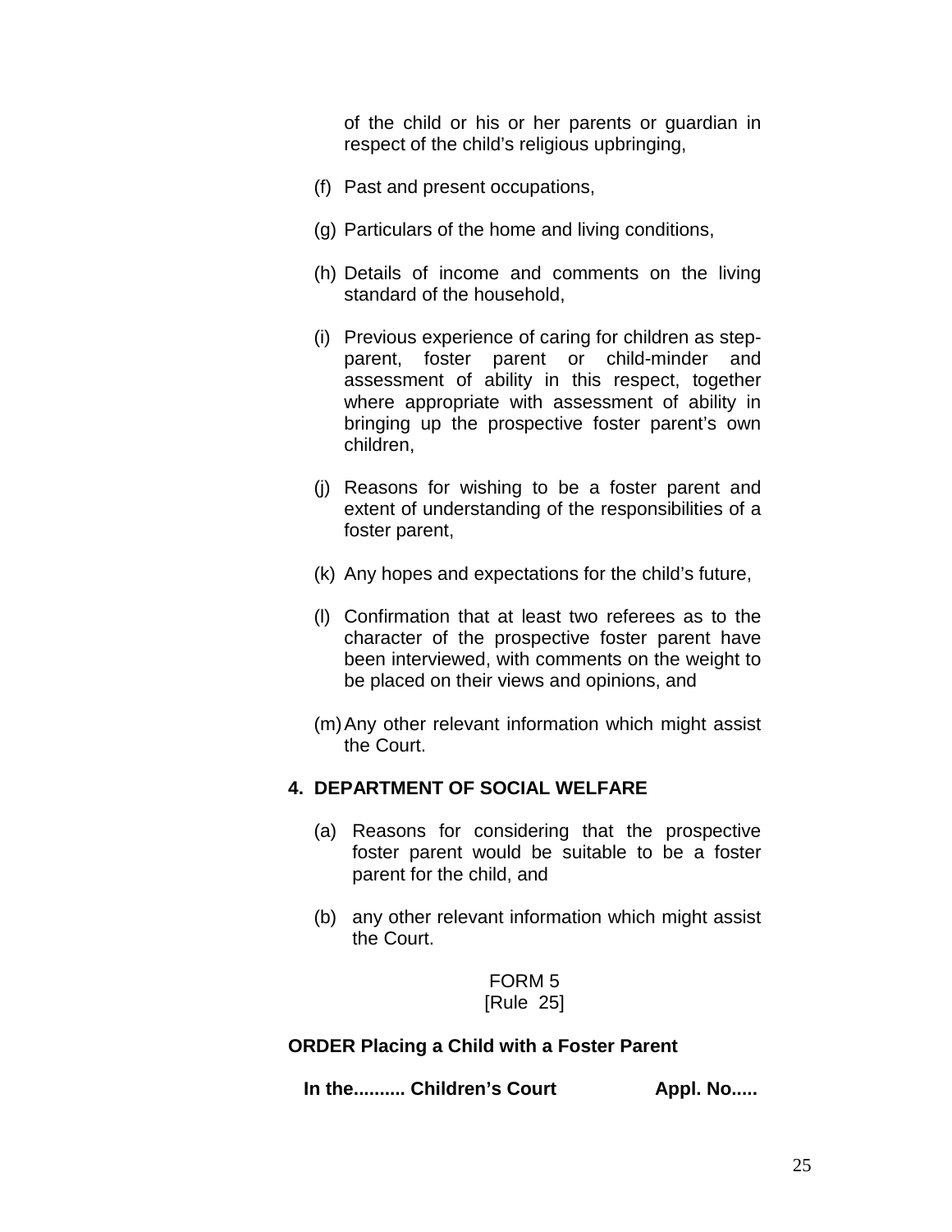of the child or his or her parents or guardian in respect of the child's religious upbringing,

(f) Past and present occupations,

(g) Particulars of the home and living conditions,

(h) Details of income and comments on the living standard of the household,

(i) Previous experience of caring for children as step-parent, foster parent or child-minder and assessment of ability in this respect, together where appropriate with assessment of ability in bringing up the prospective foster parent's own children,

(j) Reasons for wishing to be a foster parent and extent of understanding of the responsibilities of a foster parent,

(k) Any hopes and expectations for the child's future,

(l) Confirmation that at least two referees as to the character of the prospective foster parent have been interviewed, with comments on the weight to be placed on their views and opinions, and

(m) Any other relevant information which might assist the Court.

**4. DEPARTMENT OF SOCIAL WELFARE**

(a) Reasons for considering that the prospective foster parent would be suitable to be a foster parent for the child, and

(b) any other relevant information which might assist the Court.

FORM 5
[Rule 25]

**ORDER Placing a Child with a Foster Parent**

**In the.......... Children's Court Appl. No.....**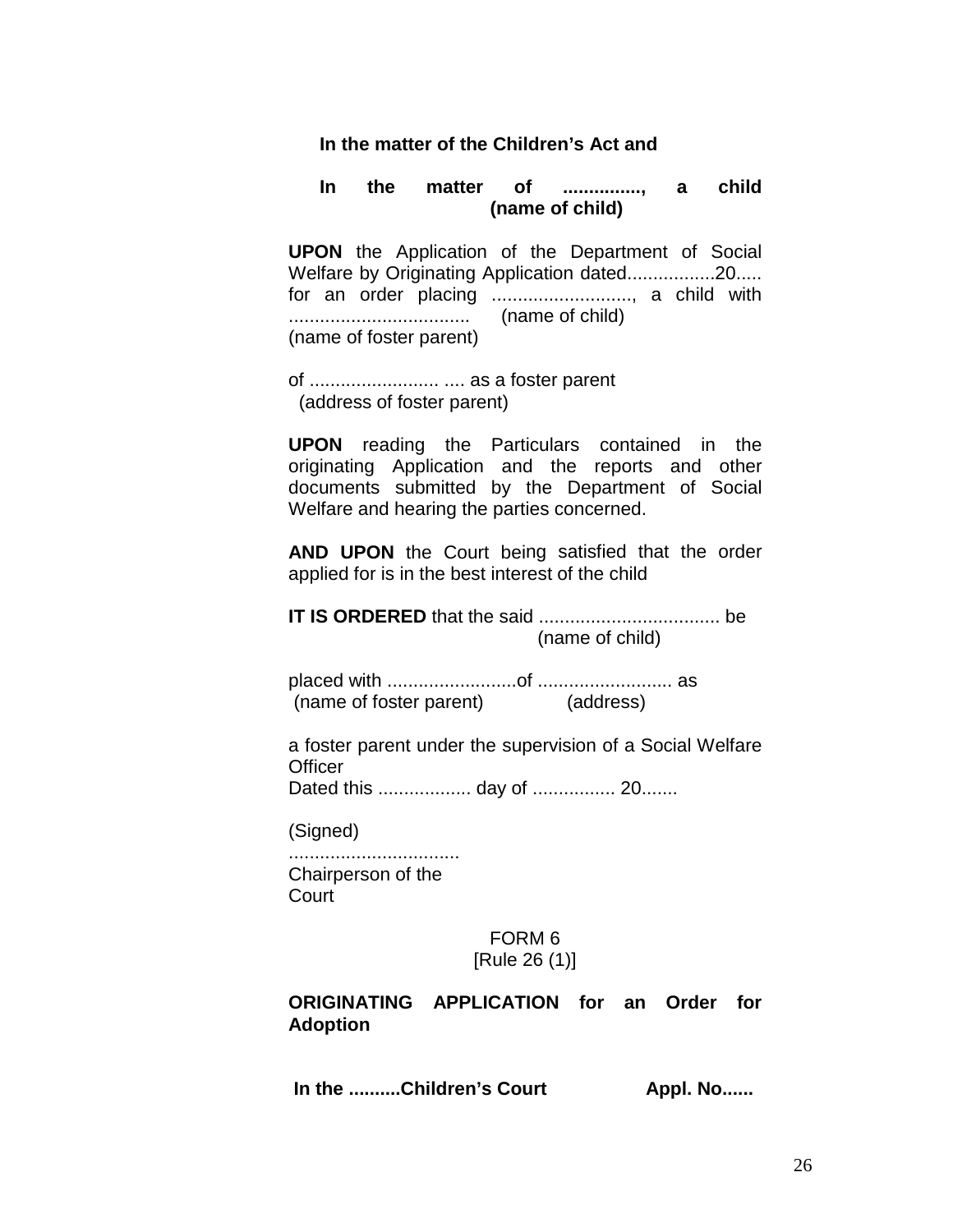**In the matter of the Children's Act and**

**In the matter of ..............., a child**
**(name of child)**

**UPON** the Application of the Department of Social Welfare by Originating Application dated.................20..... for an order placing ..........................., a child with ..................................   (name of child)
(name of foster parent)

of ......................... .... as a foster parent
(address of foster parent)

**UPON** reading the Particulars contained in the originating Application and the reports and other documents submitted by the Department of Social Welfare and hearing the parties concerned.

**AND UPON** the Court being satisfied that the order applied for is in the best interest of the child

**IT IS ORDERED** that the said ................................... be
(name of child)

placed with .........................of .......................... as
(name of foster parent)   (address)

a foster parent under the supervision of a Social Welfare Officer
Dated this .................. day of ................ 20.......

(Signed)
................................
Chairperson of the Court

FORM 6
[Rule 26 (1)]

**ORIGINATING APPLICATION for an Order for Adoption**

**In the ..........Children's Court   Appl. No......**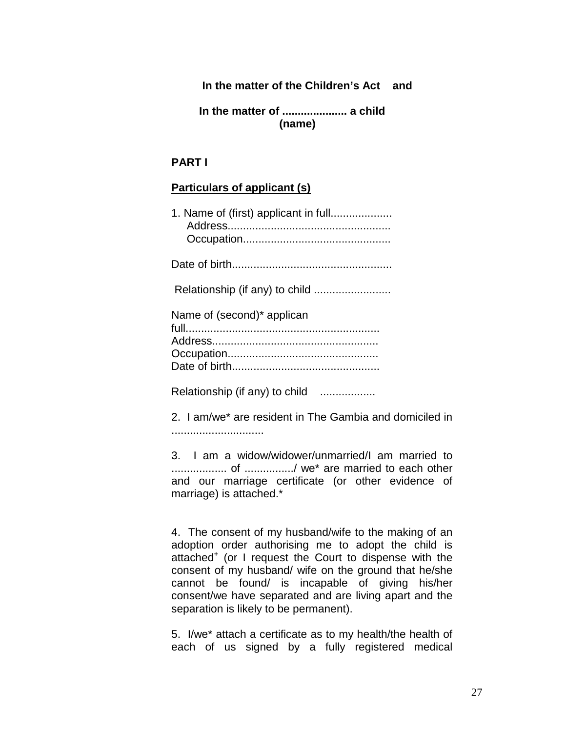**In the matter of the Children's Act and**

**In the matter of .................... a child (name)**

**PART I**

**Particulars of applicant (s)**

1. Name of (first) applicant in full...................
   Address....................................................
   Occupation...............................................

Date of birth...................................................

Relationship (if any) to child .........................

Name of (second)* applican full..............................................................
Address....................................................
Occupation................................................
Date of birth...............................................

Relationship (if any) to child ..................

2. I am/we* are resident in The Gambia and domiciled in .............................

3. I am a widow/widower/unmarried/I am married to .................. of ................/ we* are married to each other and our marriage certificate (or other evidence of marriage) is attached.*

4. The consent of my husband/wife to the making of an adoption order authorising me to adopt the child is attached+ (or I request the Court to dispense with the consent of my husband/ wife on the ground that he/she cannot be found/ is incapable of giving his/her consent/we have separated and are living apart and the separation is likely to be permanent).

5. I/we* attach a certificate as to my health/the health of each of us signed by a fully registered medical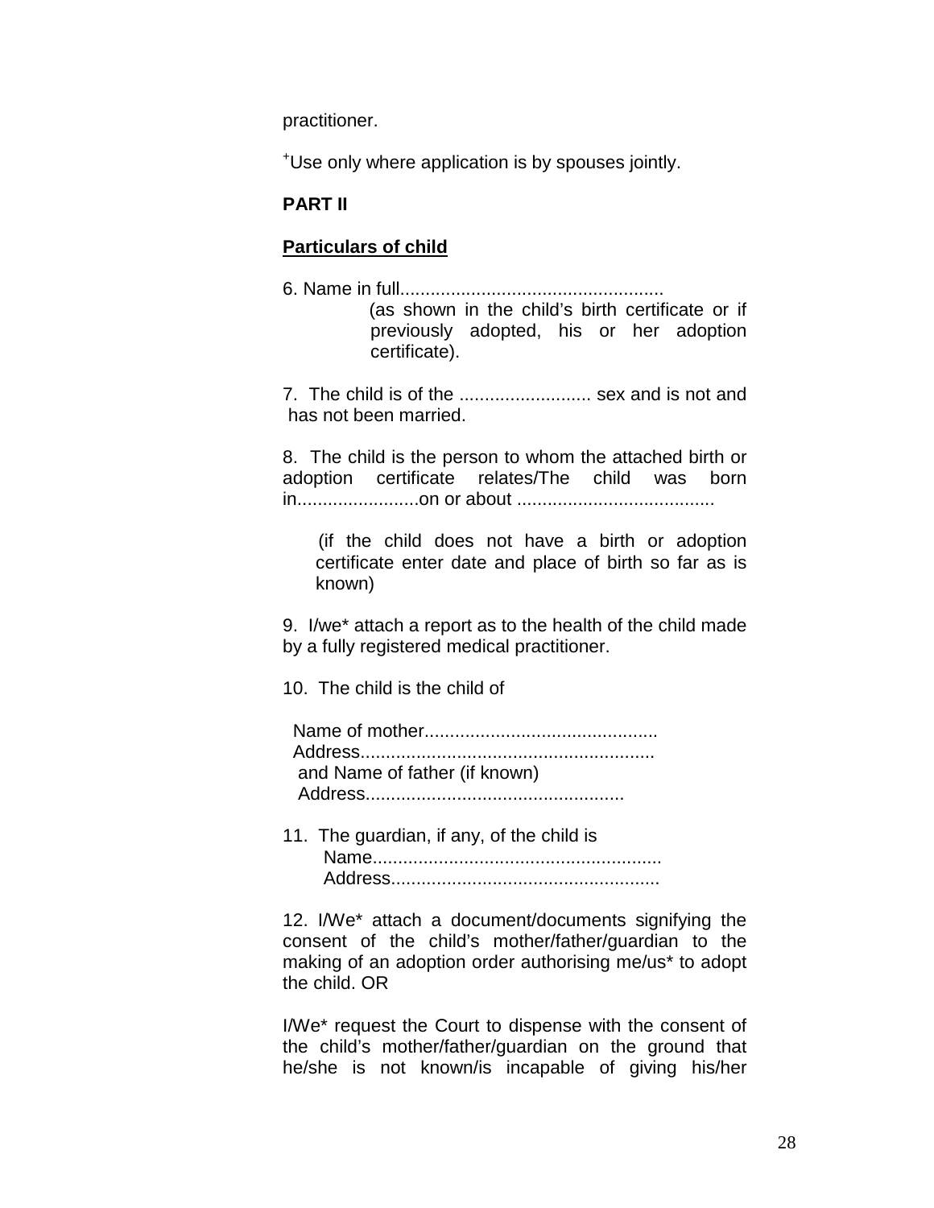practitioner.

+Use only where application is by spouses jointly.

**PART II**

**Particulars of child**

6. Name in full...................................................

(as shown in the child's birth certificate or if previously adopted, his or her adoption certificate).

7. The child is of the .......................... sex and is not and has not been married.

8. The child is the person to whom the attached birth or adoption certificate relates/The child was born in........................on or about .......................................

(if the child does not have a birth or adoption certificate enter date and place of birth so far as is known)

9. I/we* attach a report as to the health of the child made by a fully registered medical practitioner.

10. The child is the child of

Name of mother.............................................
Address.........................................................
and Name of father (if known)
Address..................................................

11. The guardian, if any, of the child is
Name........................................................
Address....................................................

12. I/We* attach a document/documents signifying the consent of the child's mother/father/guardian to the making of an adoption order authorising me/us* to adopt the child. OR

I/We* request the Court to dispense with the consent of the child's mother/father/guardian on the ground that he/she is not known/is incapable of giving his/her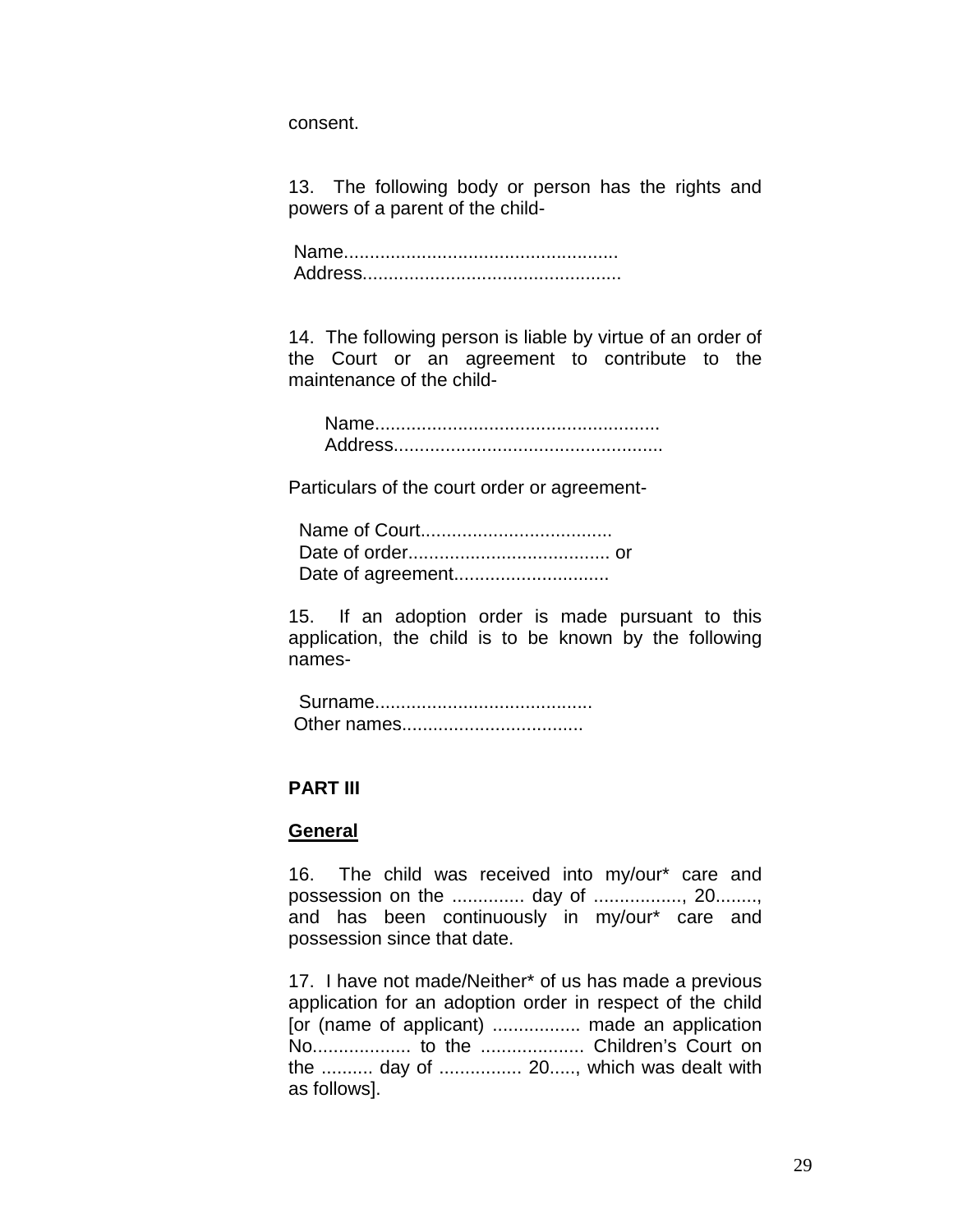consent.

13. The following body or person has the rights and powers of a parent of the child-

Name....................................................
Address.................................................

14. The following person is liable by virtue of an order of the Court or an agreement to contribute to the maintenance of the child-

Name......................................................
Address...................................................

Particulars of the court order or agreement-

Name of Court....................................
Date of order...................................... or
Date of agreement.............................

15. If an adoption order is made pursuant to this application, the child is to be known by the following names-

Surname.........................................
Other names..................................

**PART III**

**General**

16. The child was received into my/our* care and possession on the .............. day of ................., 20........, and has been continuously in my/our* care and possession since that date.

17. I have not made/Neither* of us has made a previous application for an adoption order in respect of the child [or (name of applicant) ................. made an application No................... to the .................... Children's Court on the .......... day of ................ 20....., which was dealt with as follows].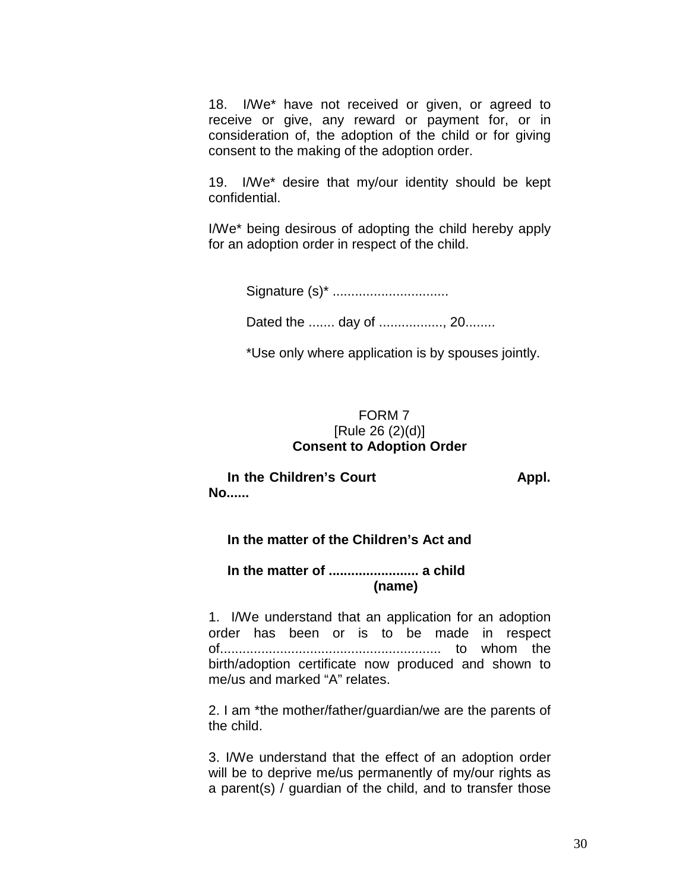18. I/We* have not received or given, or agreed to receive or give, any reward or payment for, or in consideration of, the adoption of the child or for giving consent to the making of the adoption order.

19. I/We* desire that my/our identity should be kept confidential.

I/We* being desirous of adopting the child hereby apply for an adoption order in respect of the child.

Signature (s)* ..............................

Dated the ....... day of ................, 20........

*Use only where application is by spouses jointly.

FORM 7
[Rule 26 (2)(d)]
**Consent to Adoption Order**

**In the Children's Court Appl. No......**

**In the matter of the Children's Act and**

**In the matter of ....................... a child**
**(name)**

1. I/We understand that an application for an adoption order has been or is to be made in respect of......................................................... to whom the birth/adoption certificate now produced and shown to me/us and marked "A" relates.

2. I am *the mother/father/guardian/we are the parents of the child.

3. I/We understand that the effect of an adoption order will be to deprive me/us permanently of my/our rights as a parent(s) / guardian of the child, and to transfer those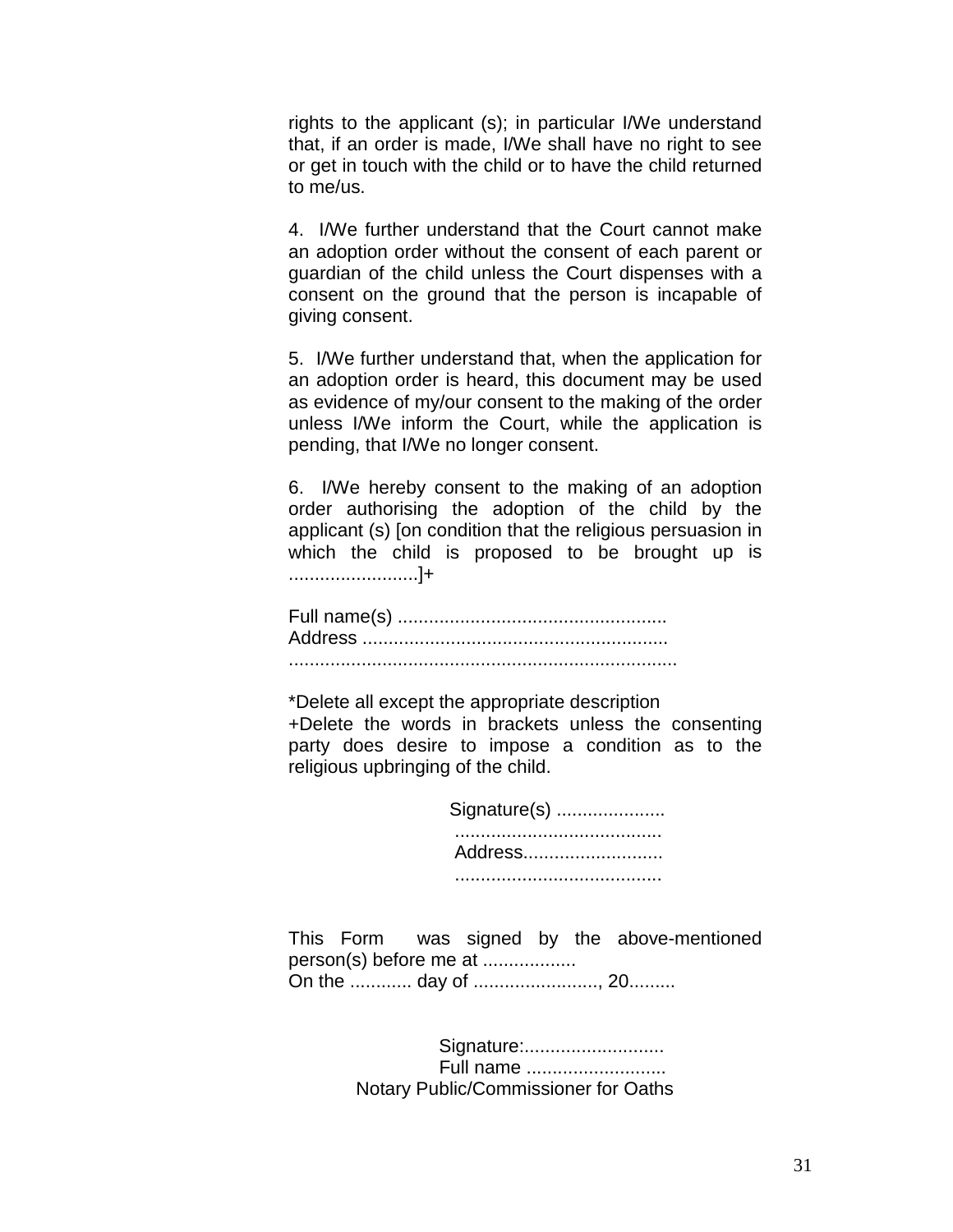rights to the applicant (s); in particular I/We understand that, if an order is made, I/We shall have no right to see or get in touch with the child or to have the child returned to me/us.

4. I/We further understand that the Court cannot make an adoption order without the consent of each parent or guardian of the child unless the Court dispenses with a consent on the ground that the person is incapable of giving consent.

5. I/We further understand that, when the application for an adoption order is heard, this document may be used as evidence of my/our consent to the making of the order unless I/We inform the Court, while the application is pending, that I/We no longer consent.

6. I/We hereby consent to the making of an adoption order authorising the adoption of the child by the applicant (s) [on condition that the religious persuasion in which the child is proposed to be brought up is .........................]+

Full name(s) ...................................................
Address ..........................................................
..........................................................................

*Delete all except the appropriate description
+Delete the words in brackets unless the consenting party does desire to impose a condition as to the religious upbringing of the child.

Signature(s) .....................
.......................................
Address...........................
.......................................

This Form was signed by the above-mentioned person(s) before me at ..................
On the ............ day of ........................, 20.........

Signature:...........................
Full name ...........................
Notary Public/Commissioner for Oaths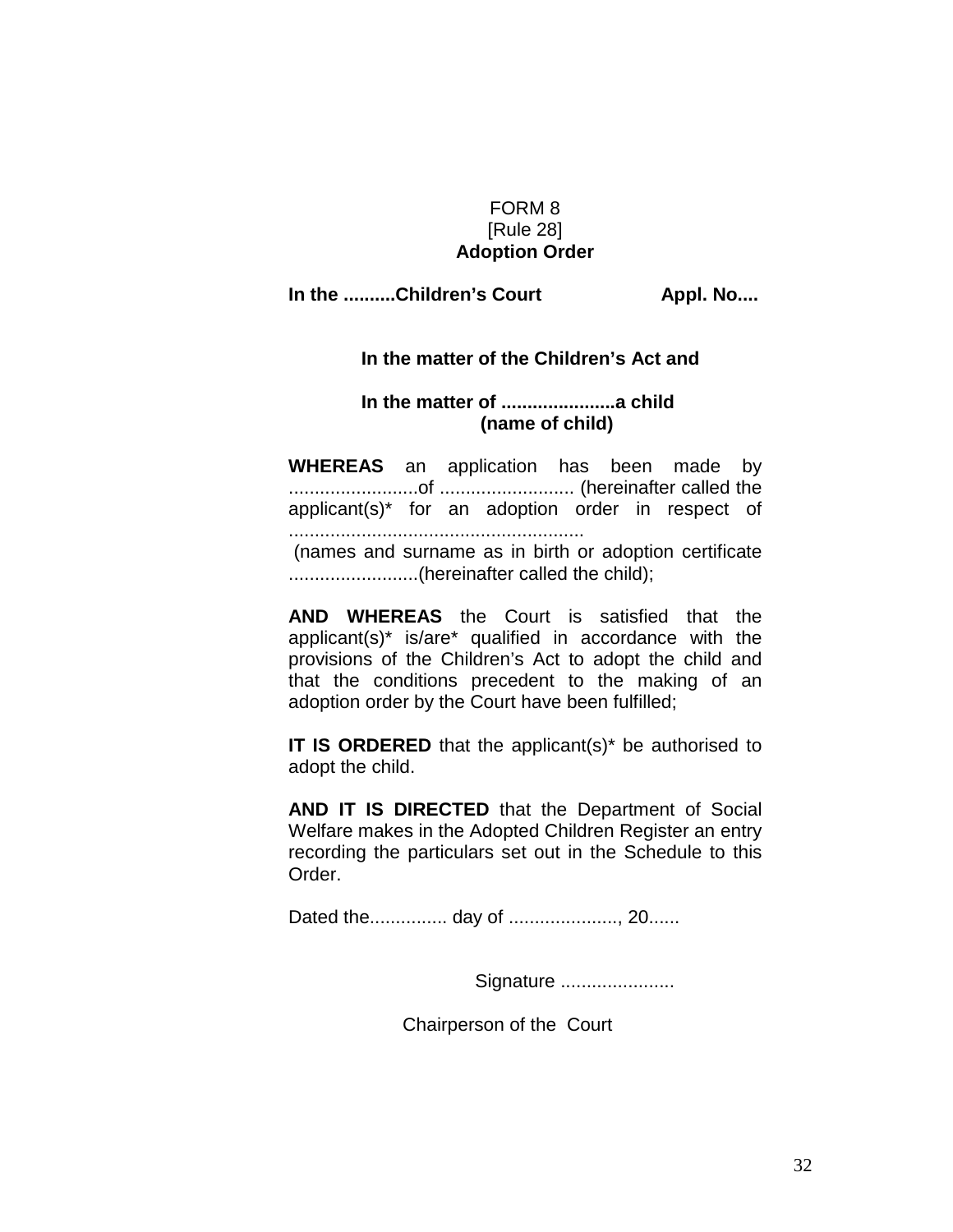FORM 8
[Rule 28]
**Adoption Order**

**In the ..........Children's Court                    Appl. No....**

**In the matter of the Children's Act and**

**In the matter of ......................a child**
**(name of child)**

**WHEREAS** an application has been made by .........................of .......................... (hereinafter called the applicant(s)* for an adoption order in respect of ........................................................
(names and surname as in birth or adoption certificate .........................(hereinafter called the child);

**AND WHEREAS** the Court is satisfied that the applicant(s)* is/are* qualified in accordance with the provisions of the Children's Act to adopt the child and that the conditions precedent to the making of an adoption order by the Court have been fulfilled;

**IT IS ORDERED** that the applicant(s)* be authorised to adopt the child.

**AND IT IS DIRECTED** that the Department of Social Welfare makes in the Adopted Children Register an entry recording the particulars set out in the Schedule to this Order.

Dated the............... day of ....................., 20......

Signature ......................

Chairperson of the Court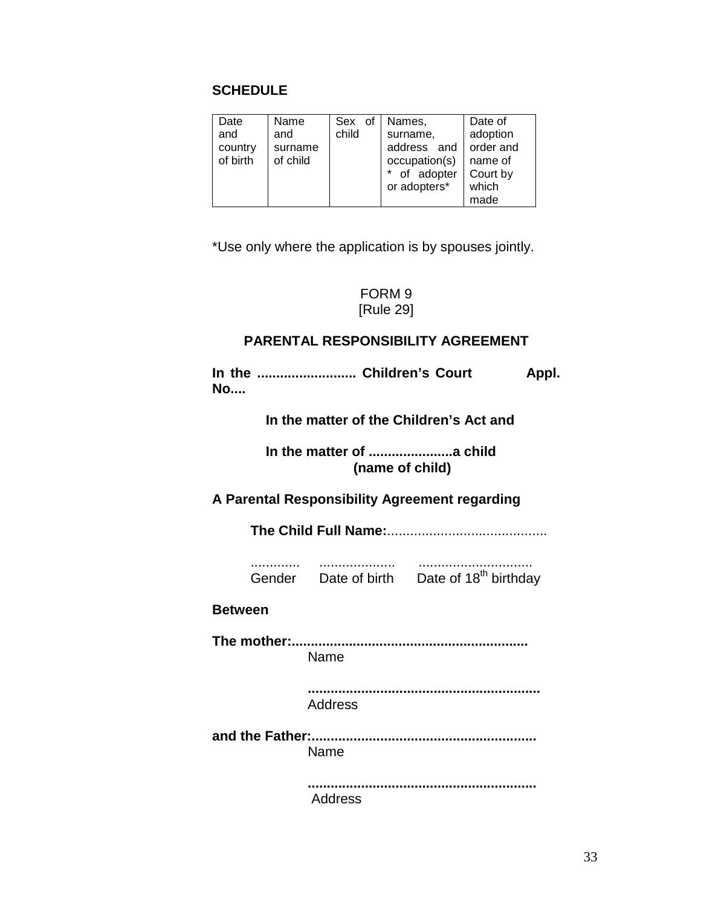**SCHEDULE**

| Date and country of birth | Name and surname of child | Sex of child | Names, surname, address and occupation(s) * of adopter or adopters* | Date of adoption order and name of Court by which made |
|---|---|---|---|---|
| | | | | |

*Use only where the application is by spouses jointly.

FORM 9
[Rule 29]

**PARENTAL RESPONSIBILITY AGREEMENT**

**In the .......................... Children's Court Appl. No....**

**In the matter of the Children's Act and**

**In the matter of ......................a child**
**(name of child)**

**A Parental Responsibility Agreement regarding**

**The Child Full Name:**..........................................

............. .................... .............................
Gender Date of birth Date of 18th birthday

**Between**

**The mother:.............................................................**
Name

**............................................................**
Address

**and the Father:..........................................................**
Name

**...........................................................**
Address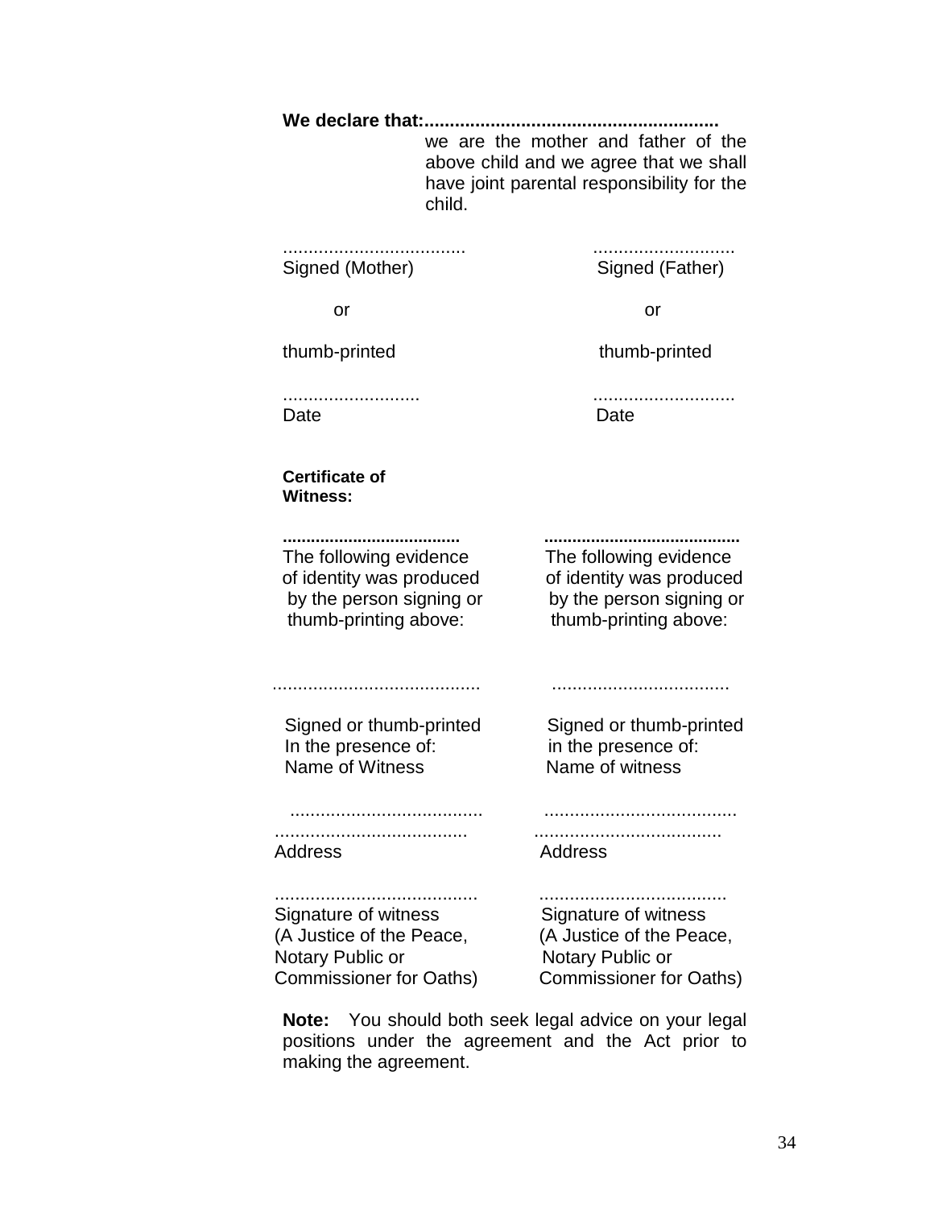**We declare that:.........................................................**
we are the mother and father of the above child and we agree that we shall have joint parental responsibility for the child.

| | |
|---|---|
| .................................... | ............................ |
| Signed (Mother) | Signed (Father) |
| or | or |
| thumb-printed | thumb-printed |
| ........................... | ............................ |
| Date | Date |

**Certificate of Witness:**

| | |
|---|---|
| **.....................................** | **..........................................** |
| The following evidence of identity was produced by the person signing or thumb-printing above: | The following evidence of identity was produced by the person signing or thumb-printing above: |
| ......................................... | ................................... |
| Signed or thumb-printed In the presence of: Name of Witness | Signed or thumb-printed in the presence of: Name of witness |
| ...................................... | ...................................... |
| ...................................... | ..................................... |
| Address | Address |
| ........................................ | ..................................... |
| Signature of witness (A Justice of the Peace, Notary Public or Commissioner for Oaths) | Signature of witness (A Justice of the Peace, Notary Public or Commissioner for Oaths) |

**Note:** You should both seek legal advice on your legal positions under the agreement and the Act prior to making the agreement.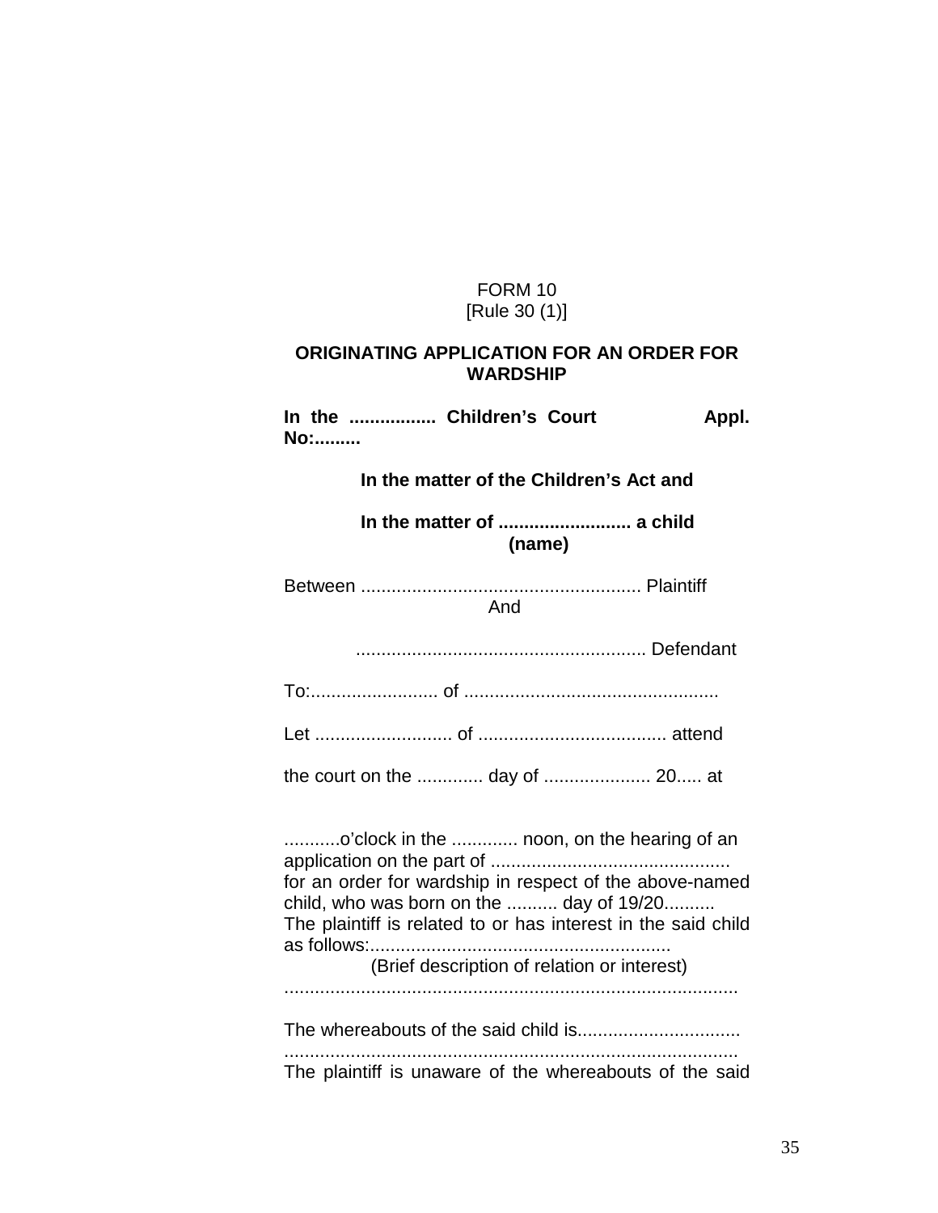FORM 10
[Rule 30 (1)]

**ORIGINATING APPLICATION FOR AN ORDER FOR WARDSHIP**

**In the ................ Children's Court Appl. No:.........**

**In the matter of the Children's Act and**

**In the matter of ......................... a child (name)**

Between ...................................................... Plaintiff
And

........................................................ Defendant

To:......................... of .................................................

Let ........................... of .................................... attend

the court on the ............. day of .................... 20..... at

...........o'clock in the ............. noon, on the hearing of an application on the part of ............................................... for an order for wardship in respect of the above-named child, who was born on the .......... day of 19/20.......... The plaintiff is related to or has interest in the said child as follows:..........................................................
(Brief description of relation or interest)
.........................................................................................

The whereabouts of the said child is................................
.........................................................................................
The plaintiff is unaware of the whereabouts of the said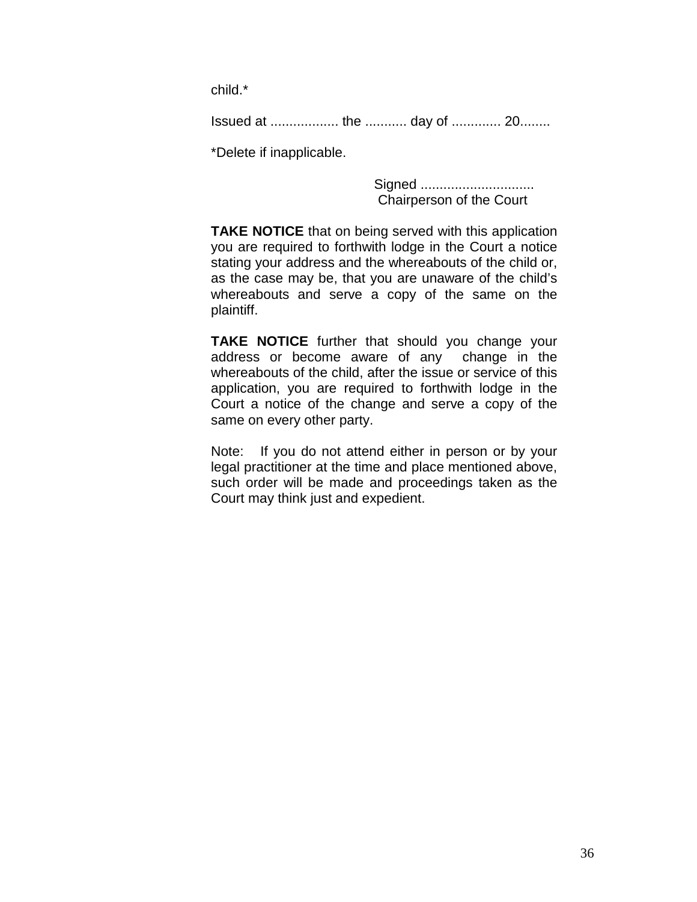child.*

Issued at .................. the ........... day of ............. 20........

*Delete if inapplicable.

Signed .............................
Chairperson of the Court

**TAKE NOTICE** that on being served with this application you are required to forthwith lodge in the Court a notice stating your address and the whereabouts of the child or, as the case may be, that you are unaware of the child's whereabouts and serve a copy of the same on the plaintiff.

**TAKE NOTICE** further that should you change your address or become aware of any change in the whereabouts of the child, after the issue or service of this application, you are required to forthwith lodge in the Court a notice of the change and serve a copy of the same on every other party.

Note: If you do not attend either in person or by your legal practitioner at the time and place mentioned above, such order will be made and proceedings taken as the Court may think just and expedient.